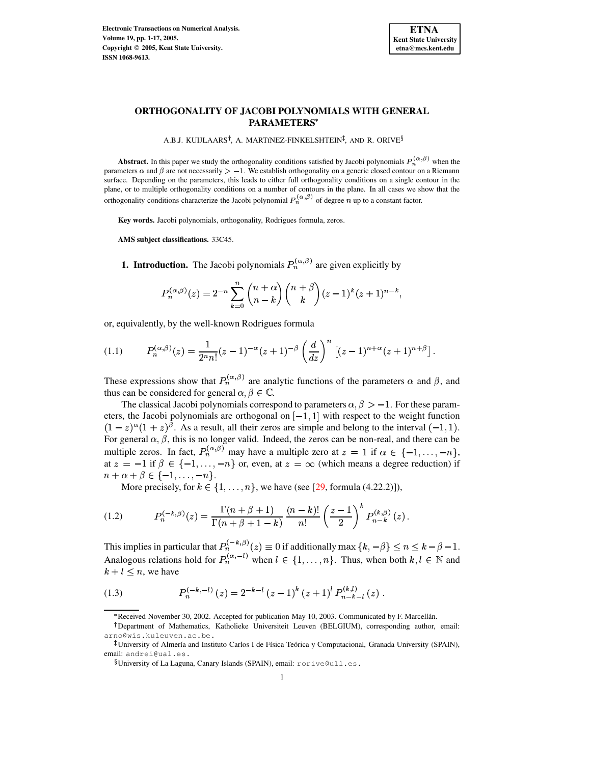# ORTHOGONALITY OF JACOBI POLYNOMIALS WITH GENERAL PARAMETERS*

A.B.J. KUIJLAARS[†], A. MARTÍNEZ-FINKELSHTEIN[‡], AND R. ORIVE[§]

**Abstract.** In this paper we study the orthogonality conditions satisfied by Jacobi polynomials $P_n^{(\alpha,\beta)}$ when the parameters $\alpha$ and $\beta$ are not necessarily $> -1$. We establish orthogonality on a generic closed contour on a Riemann surface. Depending on the parameters, this leads to either full orthogonality conditions on a single contour in the plane, or to multiple orthogonality conditions on a number of contours in the plane. In all cases we show that the orthogonality conditions characterize the Jacobi polynomial $P_n^{(\alpha,\beta)}$ of degree $n$ up to a constant factor.

**Key words.** Jacobi polynomials, orthogonality, Rodrigues formula, zeros.

**AMS subject classifications.** 33C45.

**1. Introduction.** The Jacobi polynomials $P_n^{(\alpha,\beta)}$ are given explicitly by

$$P_n^{(\alpha,\beta)}(z) = 2^{-n} \sum_{k=0}^{n} \binom{n+\alpha}{n-k} \binom{n+\beta}{k} (z-1)^k (z+1)^{n-k},$$

or, equivalently, by the well-known Rodrigues formula

$$P_n^{(\alpha,\beta)}(z) = \frac{1}{2^n n!} (z-1)^{-\alpha} (z+1)^{-\beta} \left(\frac{d}{dz}\right)^n \left[(z-1)^{n+\alpha}(z+1)^{n+\beta}\right]. \tag{1.1}$$

These expressions show that $P_n^{(\alpha,\beta)}$ are analytic functions of the parameters $\alpha$ and $\beta$, and thus can be considered for general $\alpha, \beta \in \mathbb{C}$.

The classical Jacobi polynomials correspond to parameters $\alpha, \beta > -1$. For these parameters, the Jacobi polynomials are orthogonal on $[-1, 1]$ with respect to the weight function $(1-z)^\alpha (1+z)^\beta$. As a result, all their zeros are simple and belong to the interval $(-1, 1)$. For general $\alpha, \beta$, this is no longer valid. Indeed, the zeros can be non-real, and there can be multiple zeros. In fact, $P_n^{(\alpha,\beta)}$ may have a multiple zero at $z = 1$ if $\alpha \in \{-1, \ldots, -n\}$, at $z = -1$ if $\beta \in \{-1, \ldots, -n\}$ or, even, at $z = \infty$ (which means a degree reduction) if $n + \alpha + \beta \in \{-1, \ldots, -n\}$.

More precisely, for $k \in \{1, \ldots, n\}$, we have (see [29, formula (4.22.2)]),

$$P_n^{(-k,\beta)}(z) = \frac{\Gamma(n+\beta+1)}{\Gamma(n+\beta+1-k)} \frac{(n-k)!}{n!} \left(\frac{z-1}{2}\right)^k P_{n-k}^{(k,\beta)}(z). \tag{1.2}$$

This implies in particular that $P_n^{(-k,\beta)}(z) \equiv 0$ if additionally $\max\{k, -\beta\} \le n \le k - \beta - 1$. Analogous relations hold for $P_n^{(\alpha,-l)}$ when $l \in \{1, \ldots, n\}$. Thus, when both $k, l \in \mathbb{N}$ and $k + l \le n$, we have

$$P_n^{(-k,-l)}(z) = 2^{-k-l} (z-1)^k (z+1)^l P_{n-k-l}^{(k,l)}(z). \tag{1.3}$$

*Received November 30, 2002. Accepted for publication May 10, 2003. Communicated by F. Marcellán.

[†]Department of Mathematics, Katholieke Universiteit Leuven (BELGIUM), corresponding author, email: arno@wis.kuleuven.ac.be.

[‡]University of Almería and Instituto Carlos I de Física Teórica y Computacional, Granada University (SPAIN), email: andrei@ual.es.

[§]University of La Laguna, Canary Islands (SPAIN), email: rorive@ull.es.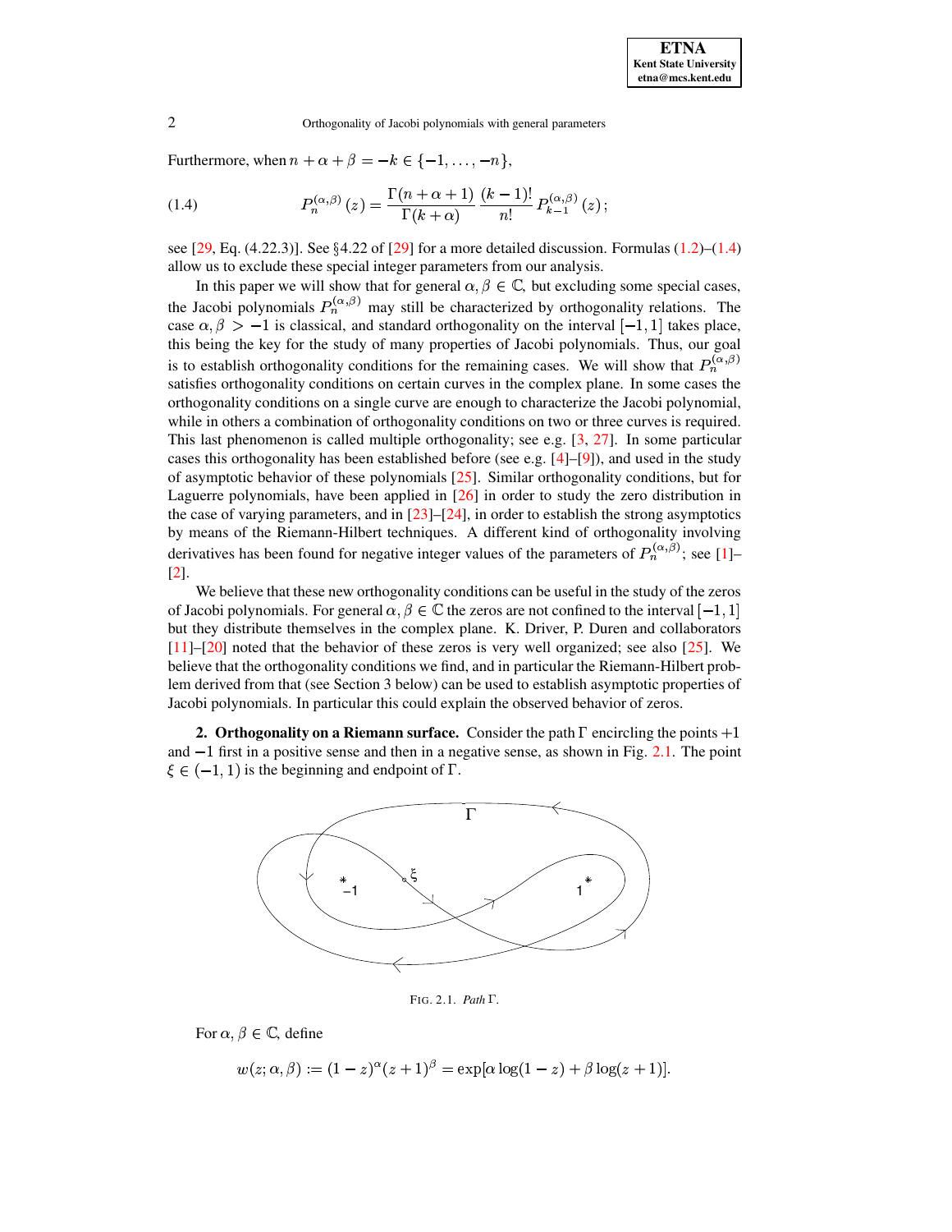Furthermore, when $n+\alpha+\beta=-k\in\{-1,\ldots,-n\}$,

$$P_n^{(\alpha,\beta)}(z)=\frac{\Gamma(n+\alpha+1)}{\Gamma(k+\alpha)}\,\frac{(k-1)!}{n!}\,P_{k-1}^{(\alpha,\beta)}(z)\,; \tag{1.4}$$

see [29, Eq. (4.22.3)]. See §4.22 of [29] for a more detailed discussion. Formulas (1.2)–(1.4) allow us to exclude these special integer parameters from our analysis.

In this paper we will show that for general $\alpha,\beta\in\mathbb{C}$, but excluding some special cases, the Jacobi polynomials $P_n^{(\alpha,\beta)}$ may still be characterized by orthogonality relations. The case $\alpha,\beta>-1$ is classical, and standard orthogonality on the interval $[-1,1]$ takes place, this being the key for the study of many properties of Jacobi polynomials. Thus, our goal is to establish orthogonality conditions for the remaining cases. We will show that $P_n^{(\alpha,\beta)}$ satisfies orthogonality conditions on certain curves in the complex plane. In some cases the orthogonality conditions on a single curve are enough to characterize the Jacobi polynomial, while in others a combination of orthogonality conditions on two or three curves is required. This last phenomenon is called multiple orthogonality; see e.g. [3, 27]. In some particular cases this orthogonality has been established before (see e.g. [4]–[9]), and used in the study of asymptotic behavior of these polynomials [25]. Similar orthogonality conditions, but for Laguerre polynomials, have been applied in [26] in order to study the zero distribution in the case of varying parameters, and in [23]–[24], in order to establish the strong asymptotics by means of the Riemann-Hilbert techniques. A different kind of orthogonality involving derivatives has been found for negative integer values of the parameters of $P_n^{(\alpha,\beta)}$; see [1]–[2].

We believe that these new orthogonality conditions can be useful in the study of the zeros of Jacobi polynomials. For general $\alpha,\beta\in\mathbb{C}$ the zeros are not confined to the interval $[-1,1]$ but they distribute themselves in the complex plane. K. Driver, P. Duren and collaborators [11]–[20] noted that the behavior of these zeros is very well organized; see also [25]. We believe that the orthogonality conditions we find, and in particular the Riemann-Hilbert problem derived from that (see Section 3 below) can be used to establish asymptotic properties of Jacobi polynomials. In particular this could explain the observed behavior of zeros.

## 2. Orthogonality on a Riemann surface.

Consider the path $\Gamma$ encircling the points $+1$ and $-1$ first in a positive sense and then in a negative sense, as shown in Fig. 2.1. The point $\xi\in(-1,1)$ is the beginning and endpoint of $\Gamma$.

FIG. 2.1. *Path* $\Gamma$.

For $\alpha,\beta\in\mathbb{C}$, define

$$w(z;\alpha,\beta):=(1-z)^{\alpha}(z+1)^{\beta}=\exp[\alpha\log(1-z)+\beta\log(z+1)].$$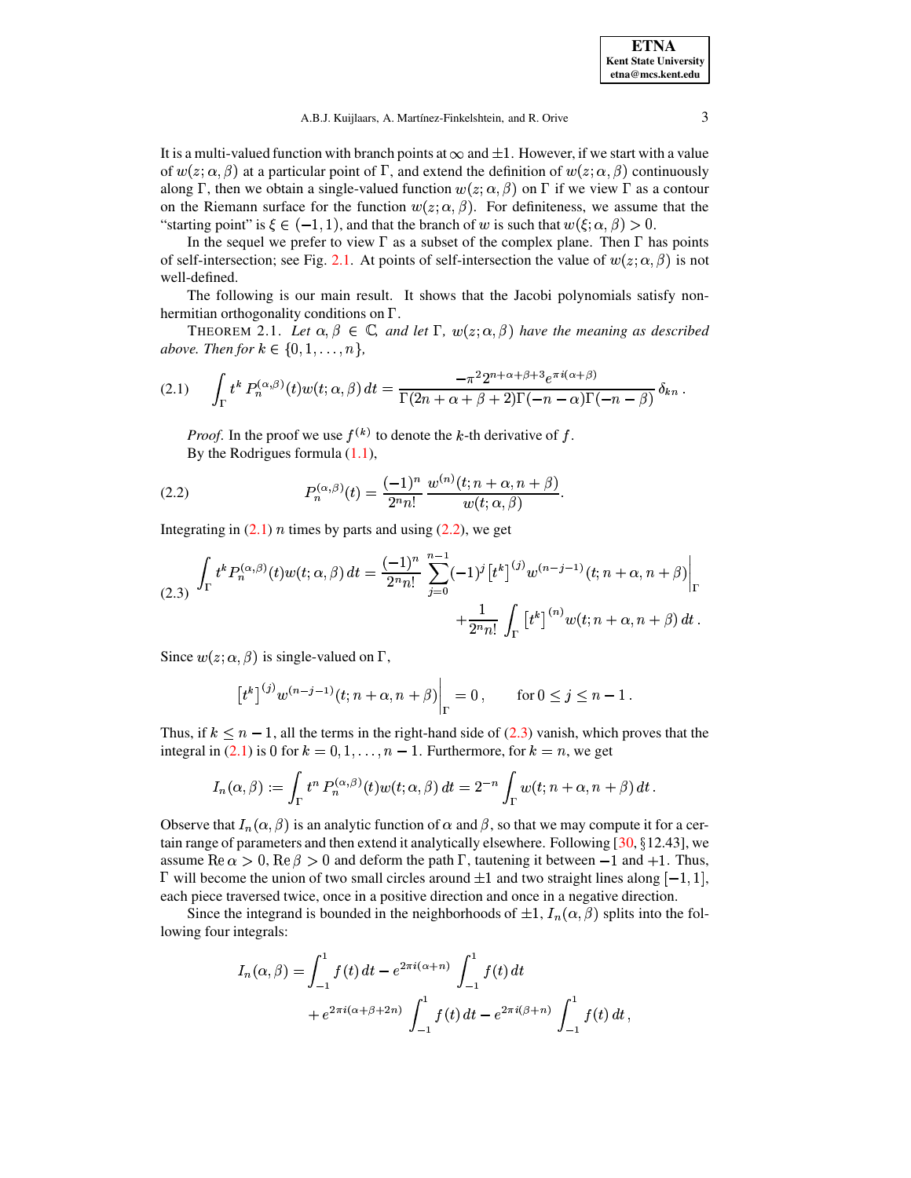It is a multi-valued function with branch points at $\infty$ and $\pm 1$. However, if we start with a value of $w(z;\alpha,\beta)$ at a particular point of $\Gamma$, and extend the definition of $w(z;\alpha,\beta)$ continuously along $\Gamma$, then we obtain a single-valued function $w(z;\alpha,\beta)$ on $\Gamma$ if we view $\Gamma$ as a contour on the Riemann surface for the function $w(z;\alpha,\beta)$. For definiteness, we assume that the "starting point" is $\xi \in (-1,1)$, and that the branch of $w$ is such that $w(\xi;\alpha,\beta) > 0$.

In the sequel we prefer to view $\Gamma$ as a subset of the complex plane. Then $\Gamma$ has points of self-intersection; see Fig. 2.1. At points of self-intersection the value of $w(z;\alpha,\beta)$ is not well-defined.

The following is our main result. It shows that the Jacobi polynomials satisfy non-hermitian orthogonality conditions on $\Gamma$.

THEOREM 2.1. *Let $\alpha, \beta \in \mathbb{C}$, and let $\Gamma$, $w(z;\alpha,\beta)$ have the meaning as described above. Then for $k \in \{0,1,\dots,n\}$,*

$$\int_\Gamma t^k\, P_n^{(\alpha,\beta)}(t) w(t;\alpha,\beta)\, dt = \frac{-\pi^2 2^{n+\alpha+\beta+3} e^{\pi i(\alpha+\beta)}}{\Gamma(2n+\alpha+\beta+2)\Gamma(-n-\alpha)\Gamma(-n-\beta)}\,\delta_{kn}\,. \tag{2.1}$$

*Proof*. In the proof we use $f^{(k)}$ to denote the $k$-th derivative of $f$.

By the Rodrigues formula (1.1),

$$P_n^{(\alpha,\beta)}(t) = \frac{(-1)^n}{2^n n!}\,\frac{w^{(n)}(t;n+\alpha,n+\beta)}{w(t;\alpha,\beta)}. \tag{2.2}$$

Integrating in (2.1) $n$ times by parts and using (2.2), we get

$$\begin{aligned}\int_\Gamma t^k P_n^{(\alpha,\beta)}(t) w(t;\alpha,\beta)\, dt = \frac{(-1)^n}{2^n n!} \sum_{j=0}^{n-1} (-1)^j \left[t^k\right]^{(j)} w^{(n-j-1)}(t;n+\alpha,n+\beta)\Big|_\Gamma \\ + \frac{1}{2^n n!}\int_\Gamma \left[t^k\right]^{(n)} w(t;n+\alpha,n+\beta)\, dt\,.\end{aligned} \tag{2.3}$$

Since $w(z;\alpha,\beta)$ is single-valued on $\Gamma$,

$$\left[t^k\right]^{(j)} w^{(n-j-1)}(t;n+\alpha,n+\beta)\Big|_\Gamma = 0\,, \qquad \text{for } 0 \le j \le n-1\,.$$

Thus, if $k \le n-1$, all the terms in the right-hand side of (2.3) vanish, which proves that the integral in (2.1) is 0 for $k = 0,1,\dots,n-1$. Furthermore, for $k = n$, we get

$$I_n(\alpha,\beta) := \int_\Gamma t^n\, P_n^{(\alpha,\beta)}(t) w(t;\alpha,\beta)\, dt = 2^{-n} \int_\Gamma w(t;n+\alpha,n+\beta)\, dt\,.$$

Observe that $I_n(\alpha,\beta)$ is an analytic function of $\alpha$ and $\beta$, so that we may compute it for a certain range of parameters and then extend it analytically elsewhere. Following [30, §12.43], we assume $\operatorname{Re}\alpha > 0$, $\operatorname{Re}\beta > 0$ and deform the path $\Gamma$, tautening it between $-1$ and $+1$. Thus, $\Gamma$ will become the union of two small circles around $\pm 1$ and two straight lines along $[-1,1]$, each piece traversed twice, once in a positive direction and once in a negative direction.

Since the integrand is bounded in the neighborhoods of $\pm 1$, $I_n(\alpha,\beta)$ splits into the following four integrals:

$$\begin{aligned}I_n(\alpha,\beta) = \int_{-1}^1 f(t)\, dt - e^{2\pi i(\alpha+n)} \int_{-1}^1 f(t)\, dt \\ + e^{2\pi i(\alpha+\beta+2n)} \int_{-1}^1 f(t)\, dt - e^{2\pi i(\beta+n)} \int_{-1}^1 f(t)\, dt\,,\end{aligned}$$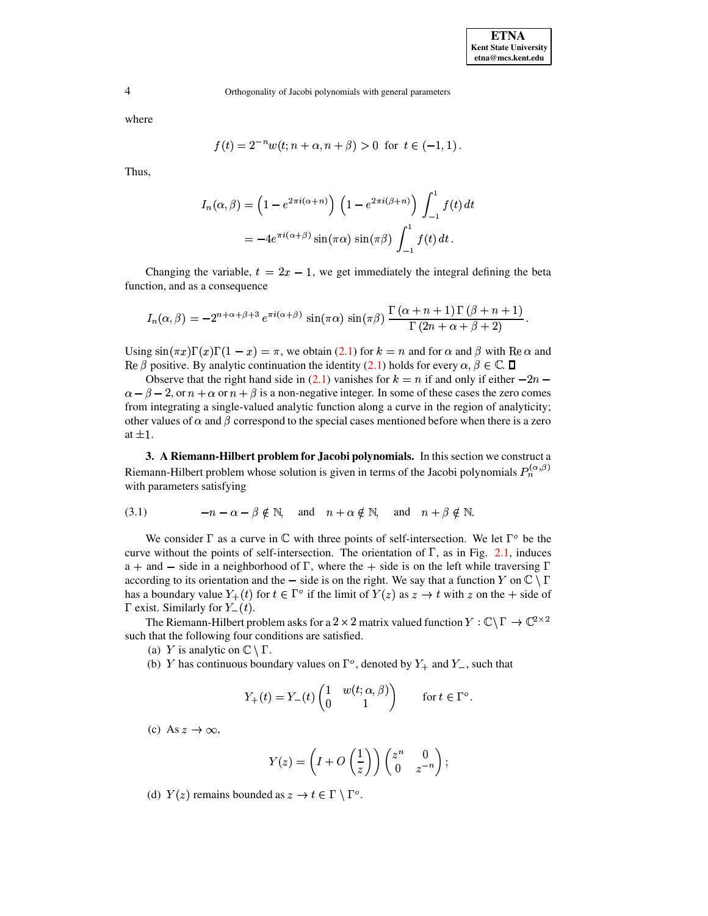where

$$f(t) = 2^{-n} w(t; n+\alpha, n+\beta) > 0 \quad \text{for} \quad t \in (-1,1)\,.$$

Thus,

$$\begin{aligned} I_n(\alpha,\beta) &= \left(1 - e^{2\pi i(\alpha+n)}\right)\,\left(1 - e^{2\pi i(\beta+n)}\right)\int_{-1}^{1} f(t)\,dt \\ &= -4e^{\pi i(\alpha+\beta)}\sin(\pi\alpha)\,\sin(\pi\beta)\int_{-1}^{1} f(t)\,dt\,. \end{aligned}$$

Changing the variable, $t = 2x - 1$, we get immediately the integral defining the beta function, and as a consequence

$$I_n(\alpha,\beta) = -2^{n+\alpha+\beta+3}\,e^{\pi i(\alpha+\beta)}\,\sin(\pi\alpha)\,\sin(\pi\beta)\,\frac{\Gamma(\alpha+n+1)\,\Gamma(\beta+n+1)}{\Gamma(2n+\alpha+\beta+2)}\,.$$

Using $\sin(\pi x)\Gamma(x)\Gamma(1-x) = \pi$, we obtain (2.1) for $k = n$ and for $\alpha$ and $\beta$ with $\operatorname{Re}\alpha$ and $\operatorname{Re}\beta$ positive. By analytic continuation the identity (2.1) holds for every $\alpha, \beta \in \mathbb{C}$. ∎

Observe that the right hand side in (2.1) vanishes for $k = n$ if and only if either $-2n - \alpha - \beta - 2$, or $n+\alpha$ or $n+\beta$ is a non-negative integer. In some of these cases the zero comes from integrating a single-valued analytic function along a curve in the region of analyticity; other values of $\alpha$ and $\beta$ correspond to the special cases mentioned before when there is a zero at $\pm 1$.

**3. A Riemann-Hilbert problem for Jacobi polynomials.** In this section we construct a Riemann-Hilbert problem whose solution is given in terms of the Jacobi polynomials $P_n^{(\alpha,\beta)}$ with parameters satisfying

$$-n-\alpha-\beta \notin \mathbb{N}, \quad \text{and} \quad n+\alpha \notin \mathbb{N}, \quad \text{and} \quad n+\beta \notin \mathbb{N}. \tag{3.1}$$

We consider $\Gamma$ as a curve in $\mathbb{C}$ with three points of self-intersection. We let $\Gamma^o$ be the curve without the points of self-intersection. The orientation of $\Gamma$, as in Fig. 2.1, induces a $+$ and $-$ side in a neighborhood of $\Gamma$, where the $+$ side is on the left while traversing $\Gamma$ according to its orientation and the $-$ side is on the right. We say that a function $Y$ on $\mathbb{C}\setminus\Gamma$ has a boundary value $Y_+(t)$ for $t \in \Gamma^o$ if the limit of $Y(z)$ as $z \to t$ with $z$ on the $+$ side of $\Gamma$ exist. Similarly for $Y_-(t)$.

The Riemann-Hilbert problem asks for a $2\times 2$ matrix valued function $Y : \mathbb{C}\setminus\Gamma \to \mathbb{C}^{2\times 2}$ such that the following four conditions are satisfied.

(a) $Y$ is analytic on $\mathbb{C}\setminus\Gamma$.

(b) $Y$ has continuous boundary values on $\Gamma^o$, denoted by $Y_+$ and $Y_-$, such that

$$Y_+(t) = Y_-(t)\begin{pmatrix} 1 & w(t;\alpha,\beta) \\ 0 & 1 \end{pmatrix} \qquad \text{for } t \in \Gamma^o.$$

(c) As $z \to \infty$,

$$Y(z) = \left(I + O\left(\frac{1}{z}\right)\right)\begin{pmatrix} z^n & 0 \\ 0 & z^{-n} \end{pmatrix};$$

(d) $Y(z)$ remains bounded as $z \to t \in \Gamma\setminus\Gamma^o$.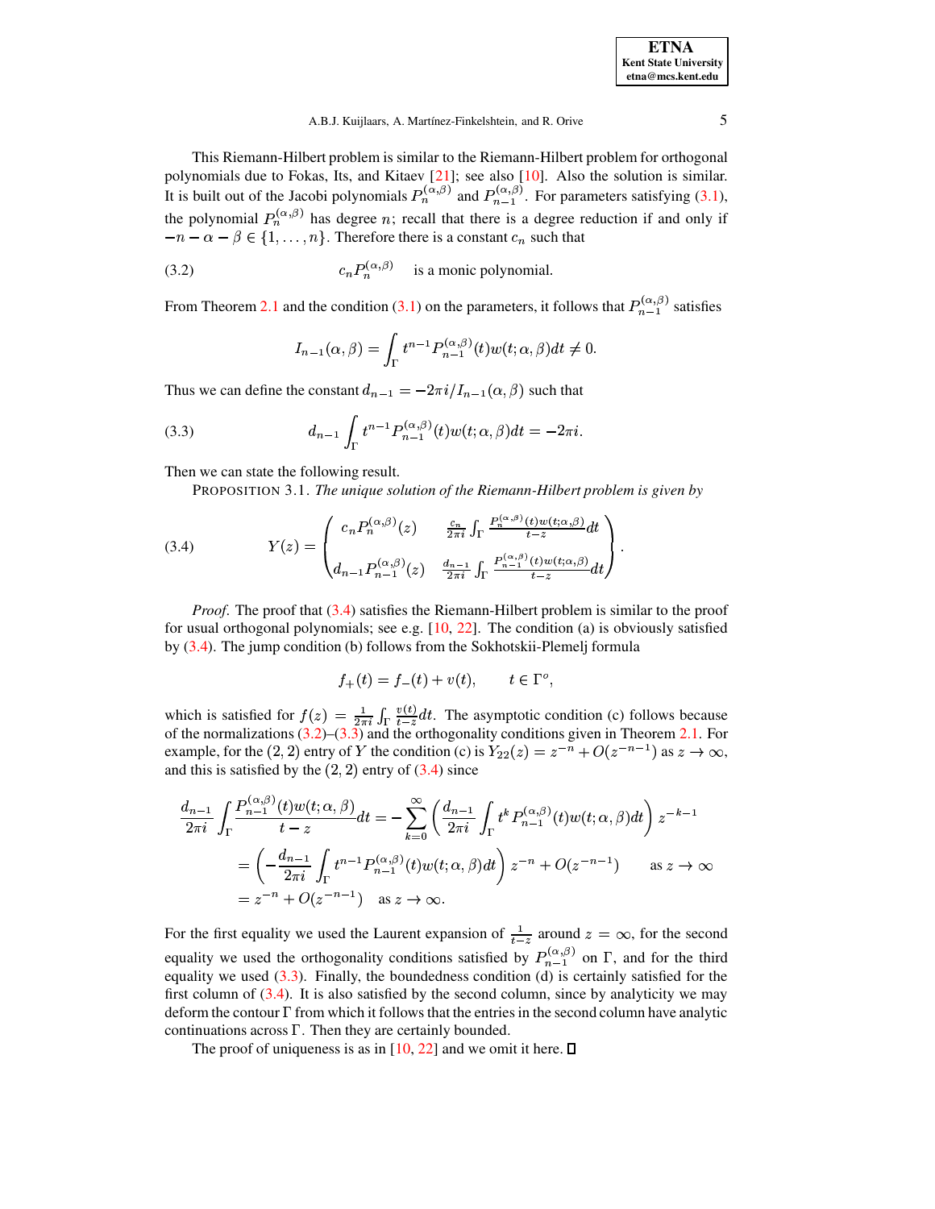This Riemann-Hilbert problem is similar to the Riemann-Hilbert problem for orthogonal polynomials due to Fokas, Its, and Kitaev [21]; see also [10]. Also the solution is similar. It is built out of the Jacobi polynomials $P_n^{(\alpha,\beta)}$ and $P_{n-1}^{(\alpha,\beta)}$. For parameters satisfying (3.1), the polynomial $P_n^{(\alpha,\beta)}$ has degree $n$; recall that there is a degree reduction if and only if $-n-\alpha-\beta \in \{1,\ldots,n\}$. Therefore there is a constant $c_n$ such that

$$c_n P_n^{(\alpha,\beta)} \quad \text{is a monic polynomial.} \tag{3.2}$$

From Theorem 2.1 and the condition (3.1) on the parameters, it follows that $P_{n-1}^{(\alpha,\beta)}$ satisfies

$$I_{n-1}(\alpha,\beta) = \int_\Gamma t^{n-1} P_{n-1}^{(\alpha,\beta)}(t) w(t;\alpha,\beta) dt \neq 0.$$

Thus we can define the constant $d_{n-1} = -2\pi i / I_{n-1}(\alpha,\beta)$ such that

$$d_{n-1} \int_\Gamma t^{n-1} P_{n-1}^{(\alpha,\beta)}(t) w(t;\alpha,\beta) dt = -2\pi i. \tag{3.3}$$

Then we can state the following result.

PROPOSITION 3.1. *The unique solution of the Riemann-Hilbert problem is given by*

$$Y(z) = \begin{pmatrix} c_n P_n^{(\alpha,\beta)}(z) & \frac{c_n}{2\pi i} \int_\Gamma \frac{P_n^{(\alpha,\beta)}(t) w(t;\alpha,\beta)}{t-z} dt \\ d_{n-1} P_{n-1}^{(\alpha,\beta)}(z) & \frac{d_{n-1}}{2\pi i} \int_\Gamma \frac{P_{n-1}^{(\alpha,\beta)}(t) w(t;\alpha,\beta)}{t-z} dt \end{pmatrix}. \tag{3.4}$$

*Proof.* The proof that (3.4) satisfies the Riemann-Hilbert problem is similar to the proof for usual orthogonal polynomials; see e.g. [10, 22]. The condition (a) is obviously satisfied by (3.4). The jump condition (b) follows from the Sokhotskii-Plemelj formula

$$f_+(t) = f_-(t) + v(t), \qquad t \in \Gamma^o,$$

which is satisfied for $f(z) = \frac{1}{2\pi i} \int_\Gamma \frac{v(t)}{t-z} dt$. The asymptotic condition (c) follows because of the normalizations (3.2)–(3.3) and the orthogonality conditions given in Theorem 2.1. For example, for the $(2,2)$ entry of $Y$ the condition (c) is $Y_{22}(z) = z^{-n} + O(z^{-n-1})$ as $z \to \infty$, and this is satisfied by the $(2,2)$ entry of (3.4) since

$$\begin{aligned}
\frac{d_{n-1}}{2\pi i} \int_\Gamma \frac{P_{n-1}^{(\alpha,\beta)}(t) w(t;\alpha,\beta)}{t-z} dt &= -\sum_{k=0}^\infty \left( \frac{d_{n-1}}{2\pi i} \int_\Gamma t^k P_{n-1}^{(\alpha,\beta)}(t) w(t;\alpha,\beta) dt \right) z^{-k-1} \\
&= \left( -\frac{d_{n-1}}{2\pi i} \int_\Gamma t^{n-1} P_{n-1}^{(\alpha,\beta)}(t) w(t;\alpha,\beta) dt \right) z^{-n} + O(z^{-n-1}) \qquad \text{as } z \to \infty \\
&= z^{-n} + O(z^{-n-1}) \quad \text{as } z \to \infty.
\end{aligned}$$

For the first equality we used the Laurent expansion of $\frac{1}{t-z}$ around $z = \infty$, for the second equality we used the orthogonality conditions satisfied by $P_{n-1}^{(\alpha,\beta)}$ on $\Gamma$, and for the third equality we used (3.3). Finally, the boundedness condition (d) is certainly satisfied for the first column of (3.4). It is also satisfied by the second column, since by analyticity we may deform the contour $\Gamma$ from which it follows that the entries in the second column have analytic continuations across $\Gamma$. Then they are certainly bounded.

The proof of uniqueness is as in [10, 22] and we omit it here. ☐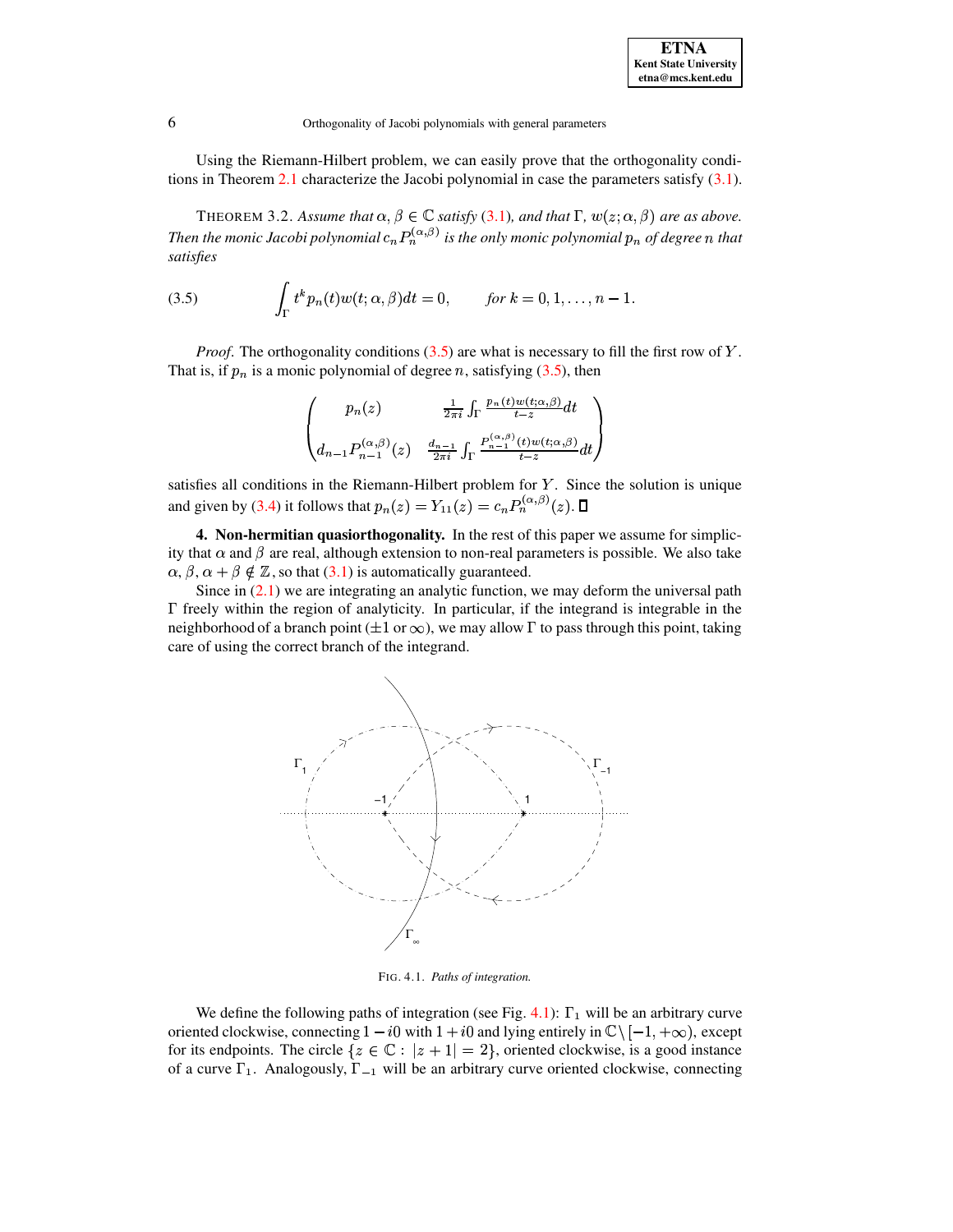Using the Riemann-Hilbert problem, we can easily prove that the orthogonality conditions in Theorem 2.1 characterize the Jacobi polynomial in case the parameters satisfy (3.1).

THEOREM 3.2. *Assume that $\alpha, \beta \in \mathbb{C}$ satisfy (3.1), and that $\Gamma$, $w(z;\alpha,\beta)$ are as above. Then the monic Jacobi polynomial $c_n P_n^{(\alpha,\beta)}$ is the only monic polynomial $p_n$ of degree $n$ that satisfies*

$$\int_\Gamma t^k p_n(t) w(t;\alpha,\beta)dt = 0, \qquad \text{for } k = 0, 1, \ldots, n-1. \tag{3.5}$$

*Proof.* The orthogonality conditions (3.5) are what is necessary to fill the first row of $Y$. That is, if $p_n$ is a monic polynomial of degree $n$, satisfying (3.5), then

$$\begin{pmatrix} p_n(z) & \frac{1}{2\pi i}\int_\Gamma \frac{p_n(t)w(t;\alpha,\beta)}{t-z}dt \\ d_{n-1}P_{n-1}^{(\alpha,\beta)}(z) & \frac{d_{n-1}}{2\pi i}\int_\Gamma \frac{P_{n-1}^{(\alpha,\beta)}(t)w(t;\alpha,\beta)}{t-z}dt \end{pmatrix}$$

satisfies all conditions in the Riemann-Hilbert problem for $Y$. Since the solution is unique and given by (3.4) it follows that $p_n(z) = Y_{11}(z) = c_n P_n^{(\alpha,\beta)}(z)$. ☐

**4. Non-hermitian quasiorthogonality.** In the rest of this paper we assume for simplicity that $\alpha$ and $\beta$ are real, although extension to non-real parameters is possible. We also take $\alpha, \beta, \alpha+\beta \notin \mathbb{Z}$, so that (3.1) is automatically guaranteed.

Since in (2.1) we are integrating an analytic function, we may deform the universal path $\Gamma$ freely within the region of analyticity. In particular, if the integrand is integrable in the neighborhood of a branch point ($\pm 1$ or $\infty$), we may allow $\Gamma$ to pass through this point, taking care of using the correct branch of the integrand.

FIG. 4.1. *Paths of integration.*

We define the following paths of integration (see Fig. 4.1): $\Gamma_1$ will be an arbitrary curve oriented clockwise, connecting $1 - i0$ with $1 + i0$ and lying entirely in $\mathbb{C} \setminus [-1, +\infty)$, except for its endpoints. The circle $\{z \in \mathbb{C} : |z+1| = 2\}$, oriented clockwise, is a good instance of a curve $\Gamma_1$. Analogously, $\Gamma_{-1}$ will be an arbitrary curve oriented clockwise, connecting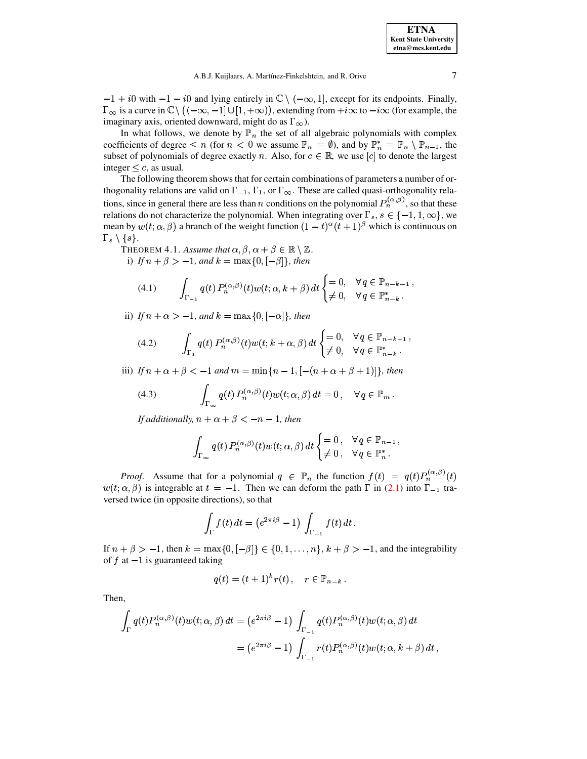$-1 + i0$ with $-1 - i0$ and lying entirely in $\mathbb{C} \setminus (-\infty, 1]$, except for its endpoints. Finally, $\Gamma_\infty$ is a curve in $\mathbb{C} \setminus \big((-\infty, -1] \cup [1, +\infty)\big)$, extending from $+i\infty$ to $-i\infty$ (for example, the imaginary axis, oriented downward, might do as $\Gamma_\infty$).

In what follows, we denote by $\mathbb{P}_n$ the set of all algebraic polynomials with complex coefficients of degree $\leq n$ (for $n < 0$ we assume $\mathbb{P}_n = \emptyset$), and by $\mathbb{P}_n^* = \mathbb{P}_n \setminus \mathbb{P}_{n-1}$, the subset of polynomials of degree exactly $n$. Also, for $c \in \mathbb{R}$, we use $[c]$ to denote the largest integer $\leq c$, as usual.

The following theorem shows that for certain combinations of parameters a number of orthogonality relations are valid on $\Gamma_{-1}$, $\Gamma_1$, or $\Gamma_\infty$. These are called quasi-orthogonality relations, since in general there are less than $n$ conditions on the polynomial $P_n^{(\alpha,\beta)}$, so that these relations do not characterize the polynomial. When integrating over $\Gamma_s$, $s \in \{-1, 1, \infty\}$, we mean by $w(t; \alpha, \beta)$ a branch of the weight function $(1-t)^\alpha (t+1)^\beta$ which is continuous on $\Gamma_s \setminus \{s\}$.

THEOREM 4.1. *Assume that* $\alpha, \beta, \alpha + \beta \in \mathbb{R} \setminus \mathbb{Z}$.

i) *If* $n + \beta > -1$, *and* $k = \max\{0, [-\beta]\}$, *then*

$$
\int_{\Gamma_{-1}} q(t)\, P_n^{(\alpha,\beta)}(t) w(t; \alpha, k+\beta)\, dt \begin{cases} = 0, & \forall q \in \mathbb{P}_{n-k-1}\,, \\ \neq 0, & \forall q \in \mathbb{P}_{n-k}^*\,. \end{cases} \tag{4.1}
$$

ii) *If* $n + \alpha > -1$, *and* $k = \max\{0, [-\alpha]\}$, *then*

$$
\int_{\Gamma_1} q(t)\, P_n^{(\alpha,\beta)}(t) w(t; k+\alpha, \beta)\, dt \begin{cases} = 0, & \forall q \in \mathbb{P}_{n-k-1}\,, \\ \neq 0, & \forall q \in \mathbb{P}_{n-k}^*\,. \end{cases} \tag{4.2}
$$

iii) *If* $n + \alpha + \beta < -1$ *and* $m = \min\{n-1, [-(n+\alpha+\beta+1)]\}$, *then*

$$
\int_{\Gamma_\infty} q(t)\, P_n^{(\alpha,\beta)}(t) w(t; \alpha, \beta)\, dt = 0\,, \quad \forall q \in \mathbb{P}_m\,. \tag{4.3}
$$

*If additionally,* $n + \alpha + \beta < -n - 1$, *then*

$$
\int_{\Gamma_\infty} q(t)\, P_n^{(\alpha,\beta)}(t) w(t; \alpha, \beta)\, dt \begin{cases} = 0\,, & \forall q \in \mathbb{P}_{n-1}\,, \\ \neq 0\,, & \forall q \in \mathbb{P}_n^*\,. \end{cases}
$$

*Proof.* Assume that for a polynomial $q \in \mathbb{P}_n$ the function $f(t) = q(t) P_n^{(\alpha,\beta)}(t)$ $w(t; \alpha, \beta)$ is integrable at $t = -1$. Then we can deform the path $\Gamma$ in (2.1) into $\Gamma_{-1}$ traversed twice (in opposite directions), so that

$$
\int_\Gamma f(t)\, dt = \left(e^{2\pi i \beta} - 1\right) \int_{\Gamma_{-1}} f(t)\, dt\,.
$$

If $n + \beta > -1$, then $k = \max\{0, [-\beta]\} \in \{0, 1, \ldots, n\}$, $k + \beta > -1$, and the integrability of $f$ at $-1$ is guaranteed taking

$$
q(t) = (t+1)^k r(t)\,, \quad r \in \mathbb{P}_{n-k}\,.
$$

Then,

$$
\begin{aligned}
\int_\Gamma q(t) P_n^{(\alpha,\beta)}(t) w(t; \alpha, \beta)\, dt &= \left(e^{2\pi i \beta} - 1\right) \int_{\Gamma_{-1}} q(t) P_n^{(\alpha,\beta)}(t) w(t; \alpha, \beta)\, dt \\
&= \left(e^{2\pi i \beta} - 1\right) \int_{\Gamma_{-1}} r(t) P_n^{(\alpha,\beta)}(t) w(t; \alpha, k+\beta)\, dt\,,
\end{aligned}
$$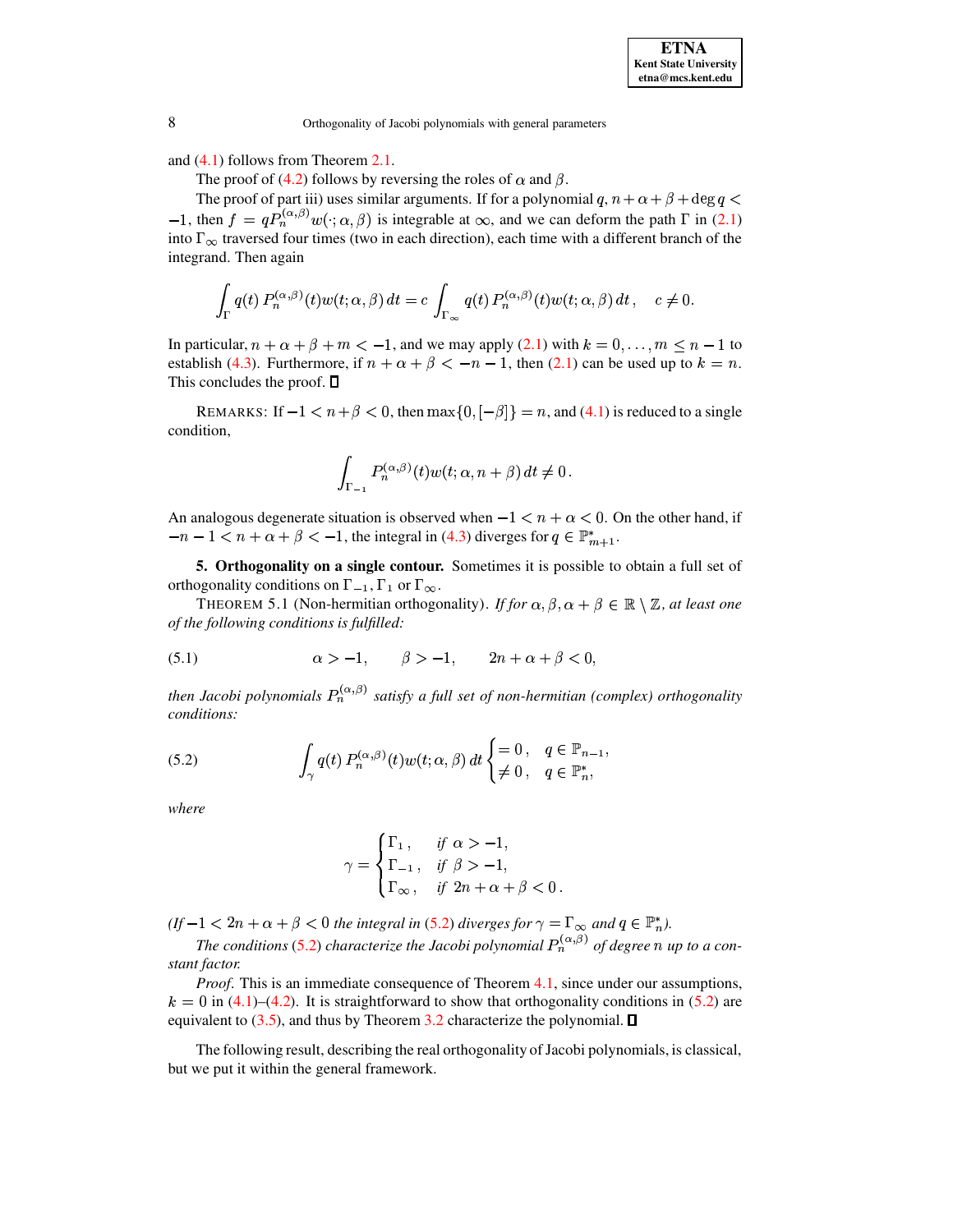and (4.1) follows from Theorem 2.1.

The proof of (4.2) follows by reversing the roles of $\alpha$ and $\beta$.

The proof of part iii) uses similar arguments. If for a polynomial $q$, $n+\alpha+\beta+\deg q < -1$, then $f = qP_n^{(\alpha,\beta)} w(\cdot;\alpha,\beta)$ is integrable at $\infty$, and we can deform the path $\Gamma$ in (2.1) into $\Gamma_\infty$ traversed four times (two in each direction), each time with a different branch of the integrand. Then again

$$\int_\Gamma q(t)\, P_n^{(\alpha,\beta)}(t) w(t;\alpha,\beta)\, dt = c \int_{\Gamma_\infty} q(t)\, P_n^{(\alpha,\beta)}(t) w(t;\alpha,\beta)\, dt\,, \quad c \neq 0.$$

In particular, $n+\alpha+\beta+m < -1$, and we may apply (2.1) with $k = 0, \ldots, m \leq n-1$ to establish (4.3). Furthermore, if $n+\alpha+\beta < -n-1$, then (2.1) can be used up to $k = n$. This concludes the proof. ∎

REMARKS: If $-1 < n+\beta < 0$, then $\max\{0, [-\beta]\} = n$, and (4.1) is reduced to a single condition,

$$\int_{\Gamma_{-1}} P_n^{(\alpha,\beta)}(t) w(t;\alpha, n+\beta)\, dt \neq 0\,.$$

An analogous degenerate situation is observed when $-1 < n+\alpha < 0$. On the other hand, if $-n-1 < n+\alpha+\beta < -1$, the integral in (4.3) diverges for $q \in \mathbb{P}_{m+1}^*$.

## 5. Orthogonality on a single contour.

Sometimes it is possible to obtain a full set of orthogonality conditions on $\Gamma_{-1}, \Gamma_1$ or $\Gamma_\infty$.

THEOREM 5.1 (Non-hermitian orthogonality). *If for $\alpha, \beta, \alpha+\beta \in \mathbb{R}\setminus\mathbb{Z}$, at least one of the following conditions is fulfilled:*

$$\alpha > -1, \qquad \beta > -1, \qquad 2n+\alpha+\beta < 0, \tag{5.1}$$

*then Jacobi polynomials $P_n^{(\alpha,\beta)}$ satisfy a full set of non-hermitian (complex) orthogonality conditions:*

$$\int_\gamma q(t)\, P_n^{(\alpha,\beta)}(t) w(t;\alpha,\beta)\, dt \begin{cases} = 0\,, & q \in \mathbb{P}_{n-1}, \\ \neq 0\,, & q \in \mathbb{P}_n^*, \end{cases} \tag{5.2}$$

*where*

$$\gamma = \begin{cases} \Gamma_1\,, & \text{if } \alpha > -1, \\ \Gamma_{-1}\,, & \text{if } \beta > -1, \\ \Gamma_\infty\,, & \text{if } 2n+\alpha+\beta < 0\,. \end{cases}$$

*(If $-1 < 2n+\alpha+\beta < 0$ the integral in (5.2) diverges for $\gamma = \Gamma_\infty$ and $q \in \mathbb{P}_n^*$).*

*The conditions (5.2) characterize the Jacobi polynomial $P_n^{(\alpha,\beta)}$ of degree $n$ up to a constant factor.*

*Proof.* This is an immediate consequence of Theorem 4.1, since under our assumptions, $k = 0$ in (4.1)–(4.2). It is straightforward to show that orthogonality conditions in (5.2) are equivalent to (3.5), and thus by Theorem 3.2 characterize the polynomial. ∎

The following result, describing the real orthogonality of Jacobi polynomials, is classical, but we put it within the general framework.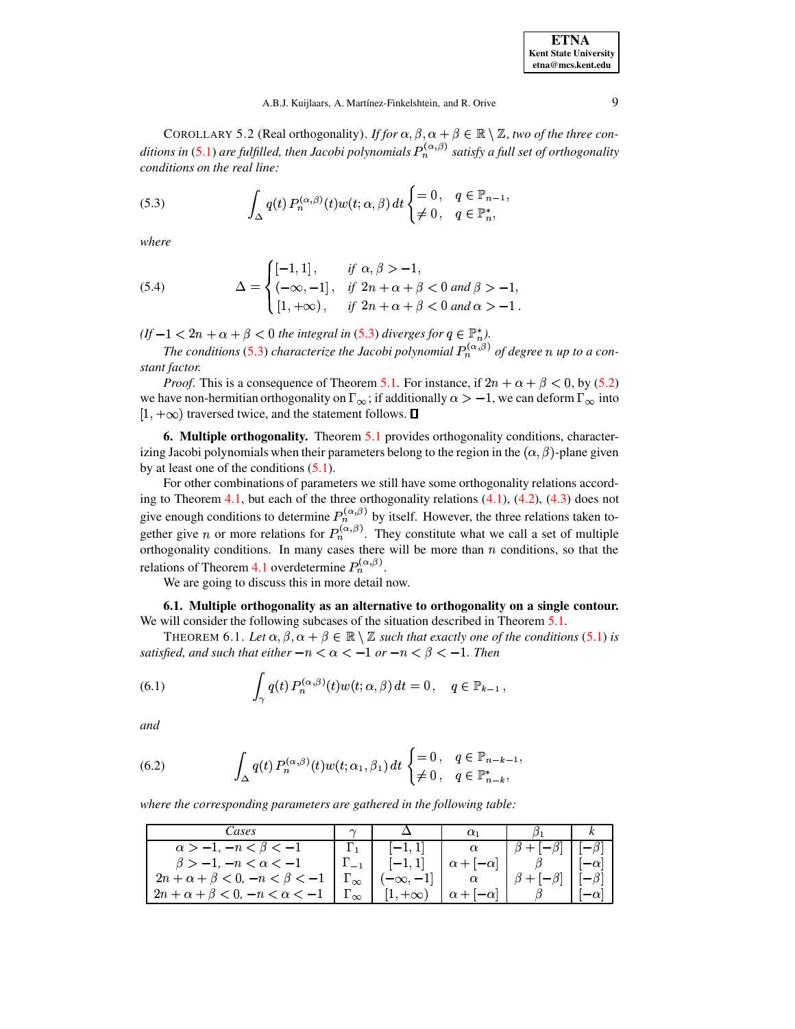COROLLARY 5.2 (Real orthogonality). *If for $\alpha, \beta, \alpha+\beta \in \mathbb{R}\setminus\mathbb{Z}$, two of the three conditions in (5.1) are fulfilled, then Jacobi polynomials $P_n^{(\alpha,\beta)}$ satisfy a full set of orthogonality conditions on the real line:*

$$
\int_{\Delta} q(t)\, P_n^{(\alpha,\beta)}(t) w(t;\alpha,\beta)\, dt \begin{cases} = 0\,, & q \in \mathbb{P}_{n-1}\,, \\ \neq 0\,, & q \in \mathbb{P}_n^*, \end{cases} \tag{5.3}
$$

*where*

$$
\Delta = \begin{cases} [-1,1]\,, & \text{if } \alpha,\beta > -1, \\ (-\infty,-1]\,, & \text{if } 2n+\alpha+\beta<0 \text{ and } \beta > -1, \\ [1,+\infty)\,, & \text{if } 2n+\alpha+\beta<0 \text{ and } \alpha > -1\,. \end{cases} \tag{5.4}
$$

*(If $-1 < 2n+\alpha+\beta < 0$ the integral in (5.3) diverges for $q \in \mathbb{P}_n^*$).*

*The conditions (5.3) characterize the Jacobi polynomial $P_n^{(\alpha,\beta)}$ of degree $n$ up to a constant factor.*

*Proof.* This is a consequence of Theorem 5.1. For instance, if $2n+\alpha+\beta<0$, by (5.2) we have non-hermitian orthogonality on $\Gamma_\infty$; if additionally $\alpha > -1$, we can deform $\Gamma_\infty$ into $[1,+\infty)$ traversed twice, and the statement follows. ∎

## 6. Multiple orthogonality.

Theorem 5.1 provides orthogonality conditions, characterizing Jacobi polynomials when their parameters belong to the region in the $(\alpha,\beta)$-plane given by at least one of the conditions (5.1).

For other combinations of parameters we still have some orthogonality relations according to Theorem 4.1, but each of the three orthogonality relations (4.1), (4.2), (4.3) does not give enough conditions to determine $P_n^{(\alpha,\beta)}$ by itself. However, the three relations taken together give $n$ or more relations for $P_n^{(\alpha,\beta)}$. They constitute what we call a set of multiple orthogonality conditions. In many cases there will be more than $n$ conditions, so that the relations of Theorem 4.1 overdetermine $P_n^{(\alpha,\beta)}$.

We are going to discuss this in more detail now.

### 6.1. Multiple orthogonality as an alternative to orthogonality on a single contour.

We will consider the following subcases of the situation described in Theorem 5.1.

THEOREM 6.1. *Let $\alpha, \beta, \alpha+\beta \in \mathbb{R}\setminus\mathbb{Z}$ such that exactly one of the conditions (5.1) is satisfied, and such that either $-n < \alpha < -1$ or $-n < \beta < -1$. Then*

$$
\int_{\gamma} q(t)\, P_n^{(\alpha,\beta)}(t) w(t;\alpha,\beta)\, dt = 0\,, \quad q \in \mathbb{P}_{k-1}\,, \tag{6.1}
$$

*and*

$$
\int_{\Delta} q(t)\, P_n^{(\alpha,\beta)}(t) w(t;\alpha_1,\beta_1)\, dt \begin{cases} = 0\,, & q \in \mathbb{P}_{n-k-1}\,, \\ \neq 0\,, & q \in \mathbb{P}_{n-k}^*, \end{cases} \tag{6.2}
$$

*where the corresponding parameters are gathered in the following table:*

| *Cases* | $\gamma$ | $\Delta$ | $\alpha_1$ | $\beta_1$ | $k$ |
|---|---|---|---|---|---|
| $\alpha > -1$, $-n < \beta < -1$ | $\Gamma_1$ | $[-1,1]$ | $\alpha$ | $\beta + [-\beta]$ | $[-\beta]$ |
| $\beta > -1$, $-n < \alpha < -1$ | $\Gamma_{-1}$ | $[-1,1]$ | $\alpha + [-\alpha]$ | $\beta$ | $[-\alpha]$ |
| $2n+\alpha+\beta < 0$, $-n < \beta < -1$ | $\Gamma_\infty$ | $(-\infty,-1]$ | $\alpha$ | $\beta + [-\beta]$ | $[-\beta]$ |
| $2n+\alpha+\beta < 0$, $-n < \alpha < -1$ | $\Gamma_\infty$ | $[1,+\infty)$ | $\alpha + [-\alpha]$ | $\beta$ | $[-\alpha]$ |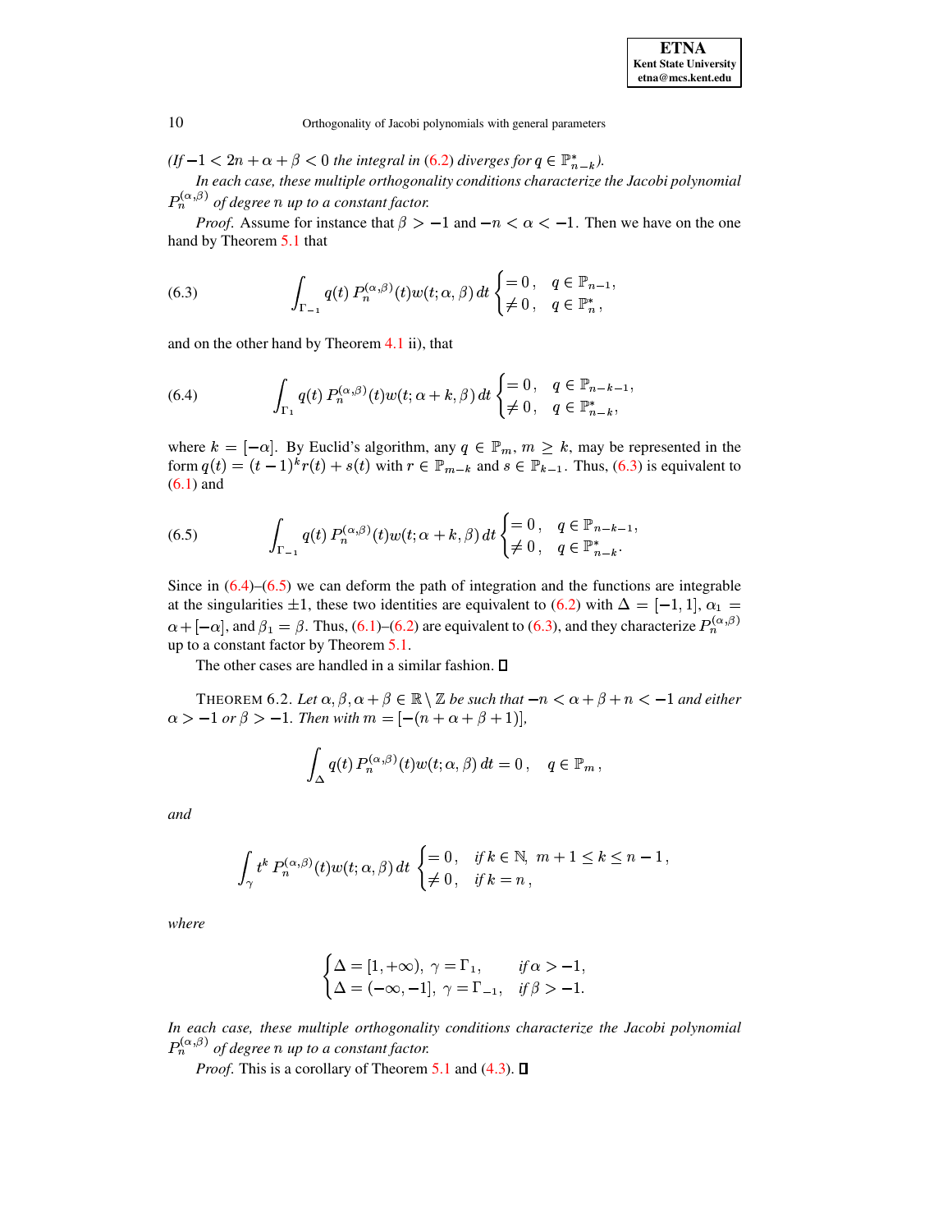*(If $-1 < 2n + \alpha + \beta < 0$ the integral in (6.2) diverges for $q \in \mathbb{P}^*_{n-k}$).*

*In each case, these multiple orthogonality conditions characterize the Jacobi polynomial $P_n^{(\alpha,\beta)}$ of degree $n$ up to a constant factor.*

*Proof.* Assume for instance that $\beta > -1$ and $-n < \alpha < -1$. Then we have on the one hand by Theorem 5.1 that

$$\int_{\Gamma_{-1}} q(t)\, P_n^{(\alpha,\beta)}(t) w(t;\alpha,\beta)\, dt \begin{cases} = 0\,, & q \in \mathbb{P}_{n-1}\,, \\ \neq 0\,, & q \in \mathbb{P}^*_n\,, \end{cases} \tag{6.3}$$

and on the other hand by Theorem 4.1 ii), that

$$\int_{\Gamma_{1}} q(t)\, P_n^{(\alpha,\beta)}(t) w(t;\alpha+k,\beta)\, dt \begin{cases} = 0\,, & q \in \mathbb{P}_{n-k-1}\,, \\ \neq 0\,, & q \in \mathbb{P}^*_{n-k}\,, \end{cases} \tag{6.4}$$

where $k = [-\alpha]$. By Euclid's algorithm, any $q \in \mathbb{P}_m$, $m \geq k$, may be represented in the form $q(t) = (t-1)^k r(t) + s(t)$ with $r \in \mathbb{P}_{m-k}$ and $s \in \mathbb{P}_{k-1}$. Thus, (6.3) is equivalent to (6.1) and

$$\int_{\Gamma_{-1}} q(t)\, P_n^{(\alpha,\beta)}(t) w(t;\alpha+k,\beta)\, dt \begin{cases} = 0\,, & q \in \mathbb{P}_{n-k-1}\,, \\ \neq 0\,, & q \in \mathbb{P}^*_{n-k}\,. \end{cases} \tag{6.5}$$

Since in (6.4)–(6.5) we can deform the path of integration and the functions are integrable at the singularities $\pm 1$, these two identities are equivalent to (6.2) with $\Delta = [-1, 1]$, $\alpha_1 = \alpha + [-\alpha]$, and $\beta_1 = \beta$. Thus, (6.1)–(6.2) are equivalent to (6.3), and they characterize $P_n^{(\alpha,\beta)}$ up to a constant factor by Theorem 5.1.

The other cases are handled in a similar fashion. ◻

THEOREM 6.2. *Let $\alpha, \beta, \alpha+\beta \in \mathbb{R} \setminus \mathbb{Z}$ be such that $-n < \alpha + \beta + n < -1$ and either $\alpha > -1$ or $\beta > -1$. Then with $m = [-(n + \alpha + \beta + 1)]$,*

$$\int_{\Delta} q(t)\, P_n^{(\alpha,\beta)}(t) w(t;\alpha,\beta)\, dt = 0\,, \quad q \in \mathbb{P}_m\,,$$

*and*

$$\int_{\gamma} t^k\, P_n^{(\alpha,\beta)}(t) w(t;\alpha,\beta)\, dt \begin{cases} = 0\,, & \text{if } k \in \mathbb{N},\ m+1 \leq k \leq n-1\,, \\ \neq 0\,, & \text{if } k = n\,, \end{cases}$$

*where*

$$\begin{cases} \Delta = [1, +\infty),\ \gamma = \Gamma_1, & \text{if } \alpha > -1, \\ \Delta = (-\infty, -1],\ \gamma = \Gamma_{-1}, & \text{if } \beta > -1. \end{cases}$$

*In each case, these multiple orthogonality conditions characterize the Jacobi polynomial $P_n^{(\alpha,\beta)}$ of degree $n$ up to a constant factor.*

*Proof.* This is a corollary of Theorem 5.1 and (4.3). ◻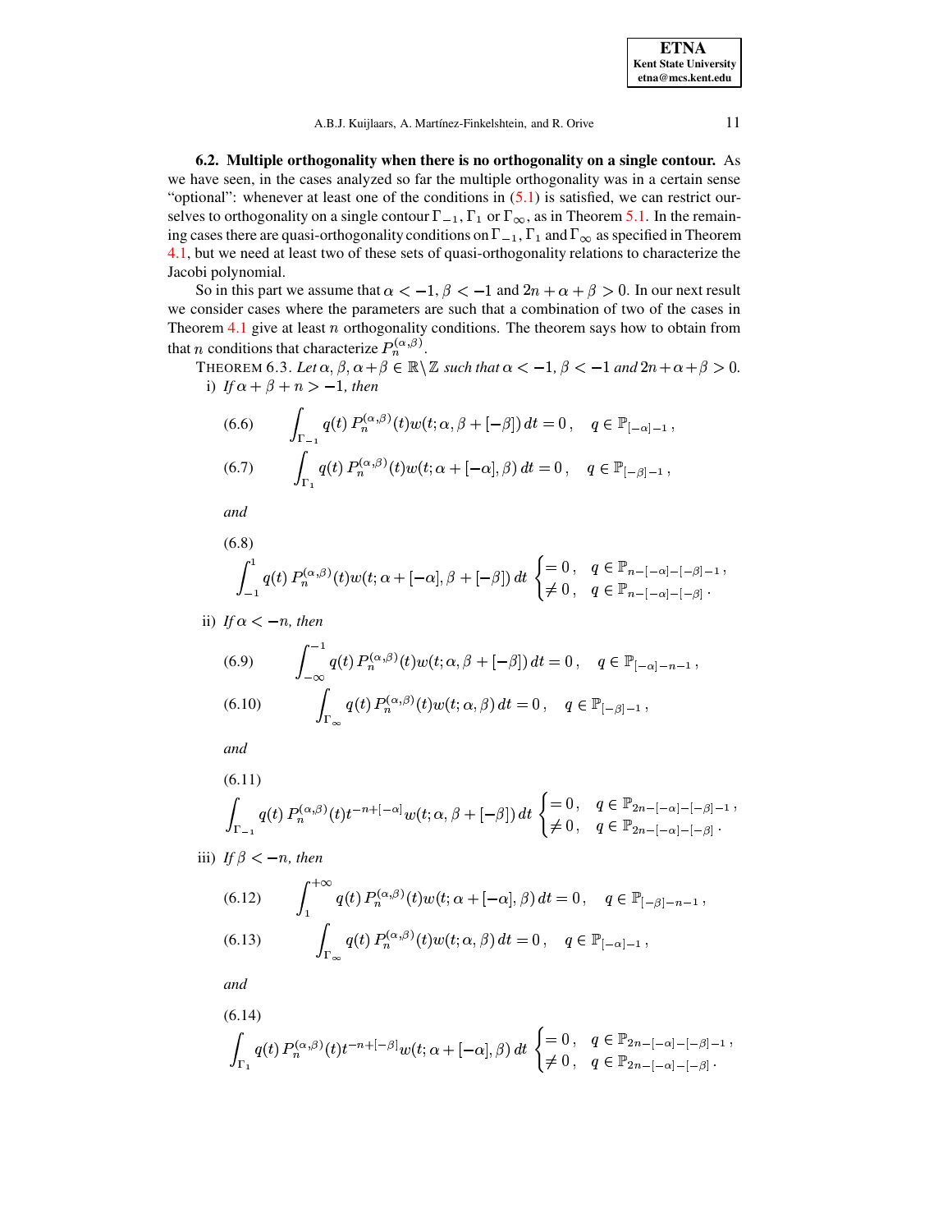**6.2. Multiple orthogonality when there is no orthogonality on a single contour.** As we have seen, in the cases analyzed so far the multiple orthogonality was in a certain sense "optional": whenever at least one of the conditions in (5.1) is satisfied, we can restrict ourselves to orthogonality on a single contour $\Gamma_{-1}$, $\Gamma_1$ or $\Gamma_\infty$, as in Theorem 5.1. In the remaining cases there are quasi-orthogonality conditions on $\Gamma_{-1}$, $\Gamma_1$ and $\Gamma_\infty$ as specified in Theorem 4.1, but we need at least two of these sets of quasi-orthogonality relations to characterize the Jacobi polynomial.

So in this part we assume that $\alpha < -1$, $\beta < -1$ and $2n + \alpha + \beta > 0$. In our next result we consider cases where the parameters are such that a combination of two of the cases in Theorem 4.1 give at least $n$ orthogonality conditions. The theorem says how to obtain from that $n$ conditions that characterize $P_n^{(\alpha,\beta)}$.

THEOREM 6.3. *Let $\alpha, \beta, \alpha+\beta \in \mathbb{R}\setminus\mathbb{Z}$ such that $\alpha < -1$, $\beta < -1$ and $2n+\alpha+\beta > 0$.*

i) *If $\alpha + \beta + n > -1$, then*

$$\int_{\Gamma_{-1}} q(t)\, P_n^{(\alpha,\beta)}(t) w(t;\alpha,\beta+[-\beta])\, dt = 0\,, \quad q \in \mathbb{P}_{[-\alpha]-1}\,, \tag{6.6}$$

$$\int_{\Gamma_1} q(t)\, P_n^{(\alpha,\beta)}(t) w(t;\alpha+[-\alpha],\beta)\, dt = 0\,, \quad q \in \mathbb{P}_{[-\beta]-1}\,, \tag{6.7}$$

*and*

$$\int_{-1}^{1} q(t)\, P_n^{(\alpha,\beta)}(t) w(t;\alpha+[-\alpha],\beta+[-\beta])\, dt \begin{cases} = 0\,, & q \in \mathbb{P}_{n-[-\alpha]-[-\beta]-1}\,, \\ \neq 0\,, & q \in \mathbb{P}_{n-[-\alpha]-[-\beta]}\,. \end{cases} \tag{6.8}$$

ii) *If $\alpha < -n$, then*

$$\int_{-\infty}^{-1} q(t)\, P_n^{(\alpha,\beta)}(t) w(t;\alpha,\beta+[-\beta])\, dt = 0\,, \quad q \in \mathbb{P}_{[-\alpha]-n-1}\,, \tag{6.9}$$

$$\int_{\Gamma_\infty} q(t)\, P_n^{(\alpha,\beta)}(t) w(t;\alpha,\beta)\, dt = 0\,, \quad q \in \mathbb{P}_{[-\beta]-1}\,, \tag{6.10}$$

*and*

$$\int_{\Gamma_{-1}} q(t)\, P_n^{(\alpha,\beta)}(t) t^{-n+[-\alpha]} w(t;\alpha,\beta+[-\beta])\, dt \begin{cases} = 0\,, & q \in \mathbb{P}_{2n-[-\alpha]-[-\beta]-1}\,, \\ \neq 0\,, & q \in \mathbb{P}_{2n-[-\alpha]-[-\beta]}\,. \end{cases} \tag{6.11}$$

iii) *If $\beta < -n$, then*

$$\int_{1}^{+\infty} q(t)\, P_n^{(\alpha,\beta)}(t) w(t;\alpha+[-\alpha],\beta)\, dt = 0\,, \quad q \in \mathbb{P}_{[-\beta]-n-1}\,, \tag{6.12}$$

$$\int_{\Gamma_\infty} q(t)\, P_n^{(\alpha,\beta)}(t) w(t;\alpha,\beta)\, dt = 0\,, \quad q \in \mathbb{P}_{[-\alpha]-1}\,, \tag{6.13}$$

*and*

$$\int_{\Gamma_1} q(t)\, P_n^{(\alpha,\beta)}(t) t^{-n+[-\beta]} w(t;\alpha+[-\alpha],\beta)\, dt \begin{cases} = 0\,, & q \in \mathbb{P}_{2n-[-\alpha]-[-\beta]-1}\,, \\ \neq 0\,, & q \in \mathbb{P}_{2n-[-\alpha]-[-\beta]}\,. \end{cases} \tag{6.14}$$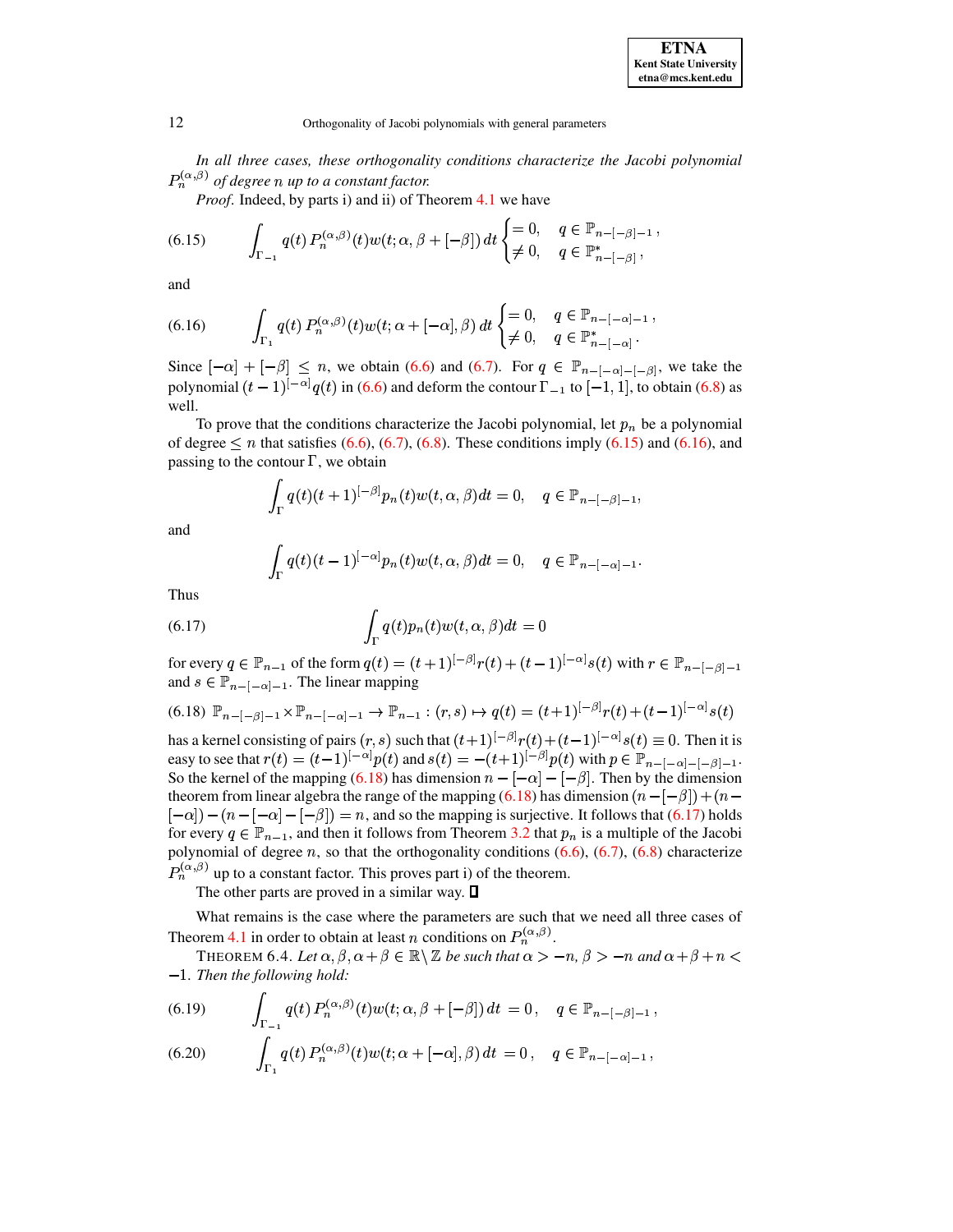*In all three cases, these orthogonality conditions characterize the Jacobi polynomial $P_n^{(\alpha,\beta)}$ of degree $n$ up to a constant factor.*

*Proof.* Indeed, by parts i) and ii) of Theorem 4.1 we have

$$\int_{\Gamma_{-1}} q(t)\, P_n^{(\alpha,\beta)}(t) w(t;\alpha,\beta+[-\beta])\, dt \begin{cases} = 0, & q \in \mathbb{P}_{n-[-\beta]-1}\,, \\ \neq 0, & q \in \mathbb{P}^*_{n-[-\beta]}\,, \end{cases} \tag{6.15}$$

and

$$\int_{\Gamma_{1}} q(t)\, P_n^{(\alpha,\beta)}(t) w(t;\alpha+[-\alpha],\beta)\, dt \begin{cases} = 0, & q \in \mathbb{P}_{n-[-\alpha]-1}\,, \\ \neq 0, & q \in \mathbb{P}^*_{n-[-\alpha]}\,. \end{cases} \tag{6.16}$$

Since $[-\alpha]+[-\beta] \leq n$, we obtain (6.6) and (6.7). For $q \in \mathbb{P}_{n-[-\alpha]-[-\beta]}$, we take the polynomial $(t-1)^{[-\alpha]}q(t)$ in (6.6) and deform the contour $\Gamma_{-1}$ to $[-1,1]$, to obtain (6.8) as well.

To prove that the conditions characterize the Jacobi polynomial, let $p_n$ be a polynomial of degree $\leq n$ that satisfies (6.6), (6.7), (6.8). These conditions imply (6.15) and (6.16), and passing to the contour $\Gamma$, we obtain

$$\int_{\Gamma} q(t)(t+1)^{[-\beta]} p_n(t) w(t,\alpha,\beta) dt = 0, \quad q \in \mathbb{P}_{n-[-\beta]-1},$$

and

$$\int_{\Gamma} q(t)(t-1)^{[-\alpha]} p_n(t) w(t,\alpha,\beta) dt = 0, \quad q \in \mathbb{P}_{n-[-\alpha]-1}.$$

Thus

$$\int_{\Gamma} q(t) p_n(t) w(t,\alpha,\beta) dt = 0 \tag{6.17}$$

for every $q \in \mathbb{P}_{n-1}$ of the form $q(t) = (t+1)^{[-\beta]}r(t) + (t-1)^{[-\alpha]}s(t)$ with $r \in \mathbb{P}_{n-[-\beta]-1}$ and $s \in \mathbb{P}_{n-[-\alpha]-1}$. The linear mapping

$$\mathbb{P}_{n-[-\beta]-1} \times \mathbb{P}_{n-[-\alpha]-1} \to \mathbb{P}_{n-1} : (r,s) \mapsto q(t) = (t+1)^{[-\beta]}r(t) + (t-1)^{[-\alpha]}s(t) \tag{6.18}$$

has a kernel consisting of pairs $(r,s)$ such that $(t+1)^{[-\beta]}r(t) + (t-1)^{[-\alpha]}s(t) \equiv 0$. Then it is easy to see that $r(t) = (t-1)^{[-\alpha]}p(t)$ and $s(t) = -(t+1)^{[-\beta]}p(t)$ with $p \in \mathbb{P}_{n-[-\alpha]-[-\beta]-1}$. So the kernel of the mapping (6.18) has dimension $n-[-\alpha]-[-\beta]$. Then by the dimension theorem from linear algebra the range of the mapping (6.18) has dimension $(n-[-\beta])+(n-[-\alpha])-(n-[-\alpha]-[-\beta]) = n$, and so the mapping is surjective. It follows that (6.17) holds for every $q \in \mathbb{P}_{n-1}$, and then it follows from Theorem 3.2 that $p_n$ is a multiple of the Jacobi polynomial of degree $n$, so that the orthogonality conditions (6.6), (6.7), (6.8) characterize $P_n^{(\alpha,\beta)}$ up to a constant factor. This proves part i) of the theorem.

The other parts are proved in a similar way. ∎

What remains is the case where the parameters are such that we need all three cases of Theorem 4.1 in order to obtain at least $n$ conditions on $P_n^{(\alpha,\beta)}$.

THEOREM 6.4. *Let $\alpha, \beta, \alpha+\beta \in \mathbb{R}\setminus\mathbb{Z}$ be such that $\alpha > -n$, $\beta > -n$ and $\alpha+\beta+n < -1$. Then the following hold:*

$$\int_{\Gamma_{-1}} q(t)\, P_n^{(\alpha,\beta)}(t) w(t;\alpha,\beta+[-\beta])\, dt \;= 0\,, \quad q \in \mathbb{P}_{n-[-\beta]-1}\,, \tag{6.19}$$

$$\int_{\Gamma_{1}} q(t)\, P_n^{(\alpha,\beta)}(t) w(t;\alpha+[-\alpha],\beta)\, dt \;= 0\,, \quad q \in \mathbb{P}_{n-[-\alpha]-1}\,, \tag{6.20}$$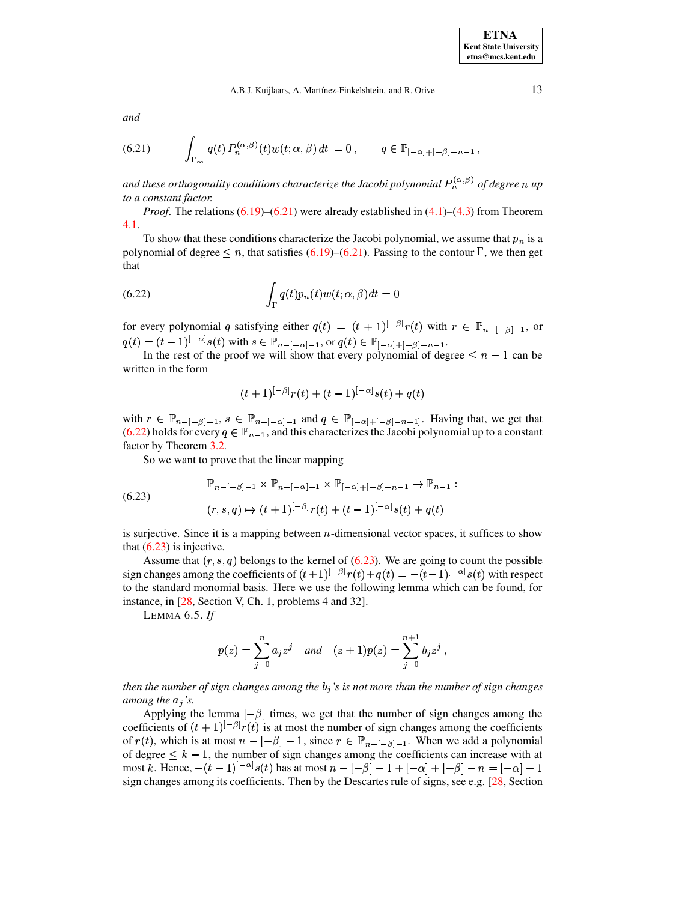*and*

$$\int_{\Gamma_\infty} q(t)\, P_n^{(\alpha,\beta)}(t) w(t;\alpha,\beta)\, dt \;= 0\,, \qquad q \in \mathbb{P}_{[-\alpha]+[-\beta]-n-1}\,, \tag{6.21}$$

*and these orthogonality conditions characterize the Jacobi polynomial $P_n^{(\alpha,\beta)}$ of degree $n$ up to a constant factor.*

*Proof*. The relations (6.19)–(6.21) were already established in (4.1)–(4.3) from Theorem 4.1.

To show that these conditions characterize the Jacobi polynomial, we assume that $p_n$ is a polynomial of degree $\leq n$, that satisfies (6.19)–(6.21). Passing to the contour $\Gamma$, we then get that

$$\int_{\Gamma} q(t) p_n(t) w(t;\alpha,\beta) dt = 0 \tag{6.22}$$

for every polynomial $q$ satisfying either $q(t) = (t+1)^{[-\beta]} r(t)$ with $r \in \mathbb{P}_{n-[-\beta]-1}$, or $q(t) = (t-1)^{[-\alpha]} s(t)$ with $s \in \mathbb{P}_{n-[-\alpha]-1}$, or $q(t) \in \mathbb{P}_{[-\alpha]+[-\beta]-n-1}$.

In the rest of the proof we will show that every polynomial of degree $\leq n-1$ can be written in the form

$$(t+1)^{[-\beta]} r(t) + (t-1)^{[-\alpha]} s(t) + q(t)$$

with $r \in \mathbb{P}_{n-[-\beta]-1}$, $s \in \mathbb{P}_{n-[-\alpha]-1}$ and $q \in \mathbb{P}_{[-\alpha]+[-\beta]-n-1]}$. Having that, we get that (6.22) holds for every $q \in \mathbb{P}_{n-1}$, and this characterizes the Jacobi polynomial up to a constant factor by Theorem 3.2.

So we want to prove that the linear mapping

$$\begin{aligned} &\mathbb{P}_{n-[-\beta]-1} \times \mathbb{P}_{n-[-\alpha]-1} \times \mathbb{P}_{[-\alpha]+[-\beta]-n-1} \to \mathbb{P}_{n-1} : \\ &(r,s,q) \mapsto (t+1)^{[-\beta]} r(t) + (t-1)^{[-\alpha]} s(t) + q(t) \end{aligned} \tag{6.23}$$

is surjective. Since it is a mapping between $n$-dimensional vector spaces, it suffices to show that (6.23) is injective.

Assume that $(r,s,q)$ belongs to the kernel of (6.23). We are going to count the possible sign changes among the coefficients of $(t+1)^{[-\beta]} r(t) + q(t) = -(t-1)^{[-\alpha]} s(t)$ with respect to the standard monomial basis. Here we use the following lemma which can be found, for instance, in [28, Section V, Ch. 1, problems 4 and 32].

LEMMA 6.5. *If*

$$p(z) = \sum_{j=0}^{n} a_j z^j \quad \textit{and} \quad (z+1)p(z) = \sum_{j=0}^{n+1} b_j z^j\,,$$

*then the number of sign changes among the $b_j$'s is not more than the number of sign changes among the $a_j$'s.*

Applying the lemma $[-\beta]$ times, we get that the number of sign changes among the coefficients of $(t+1)^{[-\beta]} r(t)$ is at most the number of sign changes among the coefficients of $r(t)$, which is at most $n-[-\beta]-1$, since $r \in \mathbb{P}_{n-[-\beta]-1}$. When we add a polynomial of degree $\leq k-1$, the number of sign changes among the coefficients can increase with at most $k$. Hence, $-(t-1)^{[-\alpha]} s(t)$ has at most $n-[-\beta]-1+[-\alpha]+[-\beta]-n = [-\alpha]-1$ sign changes among its coefficients. Then by the Descartes rule of signs, see e.g. [28, Section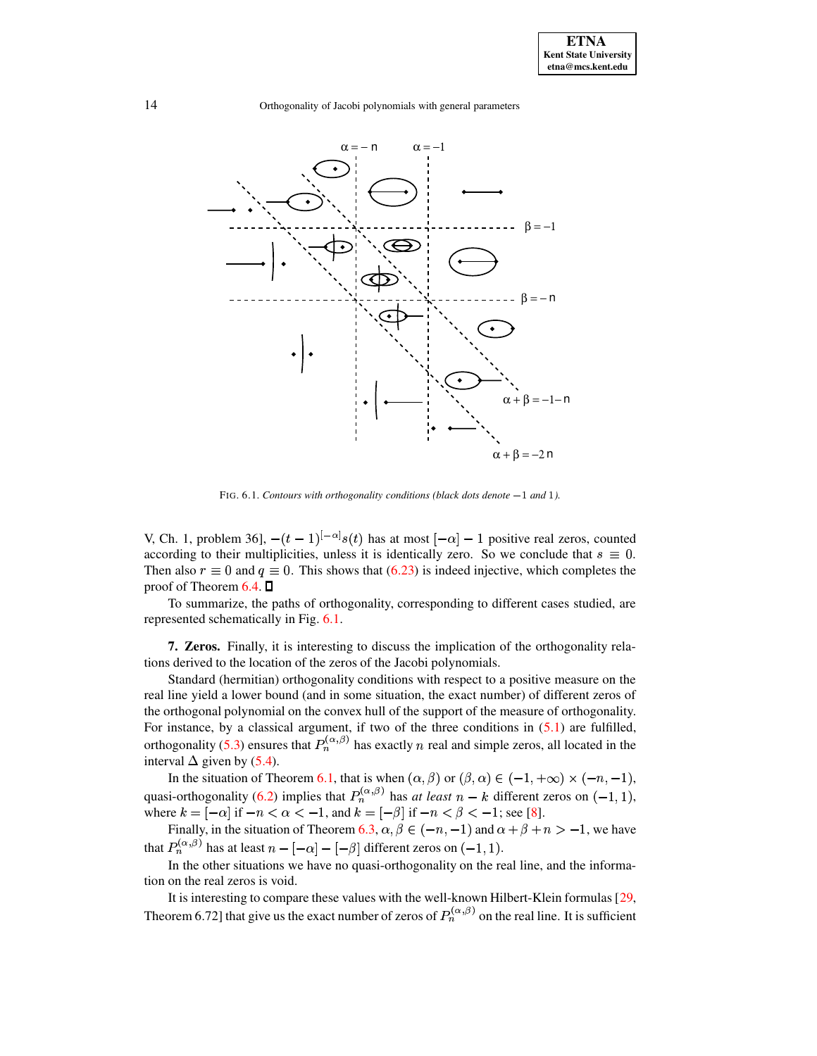FIG. 6.1. *Contours with orthogonality conditions (black dots denote* $-1$ *and* $1$*).*

V, Ch. 1, problem 36], $-(t-1)^{[-\alpha]}s(t)$ has at most $[-\alpha]-1$ positive real zeros, counted according to their multiplicities, unless it is identically zero. So we conclude that $s \equiv 0$. Then also $r \equiv 0$ and $q \equiv 0$. This shows that (6.23) is indeed injective, which completes the proof of Theorem 6.4. ☐

To summarize, the paths of orthogonality, corresponding to different cases studied, are represented schematically in Fig. 6.1.

**7. Zeros.** Finally, it is interesting to discuss the implication of the orthogonality relations derived to the location of the zeros of the Jacobi polynomials.

Standard (hermitian) orthogonality conditions with respect to a positive measure on the real line yield a lower bound (and in some situation, the exact number) of different zeros of the orthogonal polynomial on the convex hull of the support of the measure of orthogonality. For instance, by a classical argument, if two of the three conditions in (5.1) are fulfilled, orthogonality (5.3) ensures that $P_n^{(\alpha,\beta)}$ has exactly $n$ real and simple zeros, all located in the interval $\Delta$ given by (5.4).

In the situation of Theorem 6.1, that is when $(\alpha, \beta)$ or $(\beta, \alpha) \in (-1, +\infty) \times (-n, -1)$, quasi-orthogonality (6.2) implies that $P_n^{(\alpha,\beta)}$ has *at least* $n-k$ different zeros on $(-1, 1)$, where $k = [-\alpha]$ if $-n < \alpha < -1$, and $k = [-\beta]$ if $-n < \beta < -1$; see [8].

Finally, in the situation of Theorem 6.3, $\alpha, \beta \in (-n, -1)$ and $\alpha + \beta + n > -1$, we have that $P_n^{(\alpha,\beta)}$ has at least $n - [-\alpha] - [-\beta]$ different zeros on $(-1, 1)$.

In the other situations we have no quasi-orthogonality on the real line, and the information on the real zeros is void.

It is interesting to compare these values with the well-known Hilbert-Klein formulas [29, Theorem 6.72] that give us the exact number of zeros of $P_n^{(\alpha,\beta)}$ on the real line. It is sufficient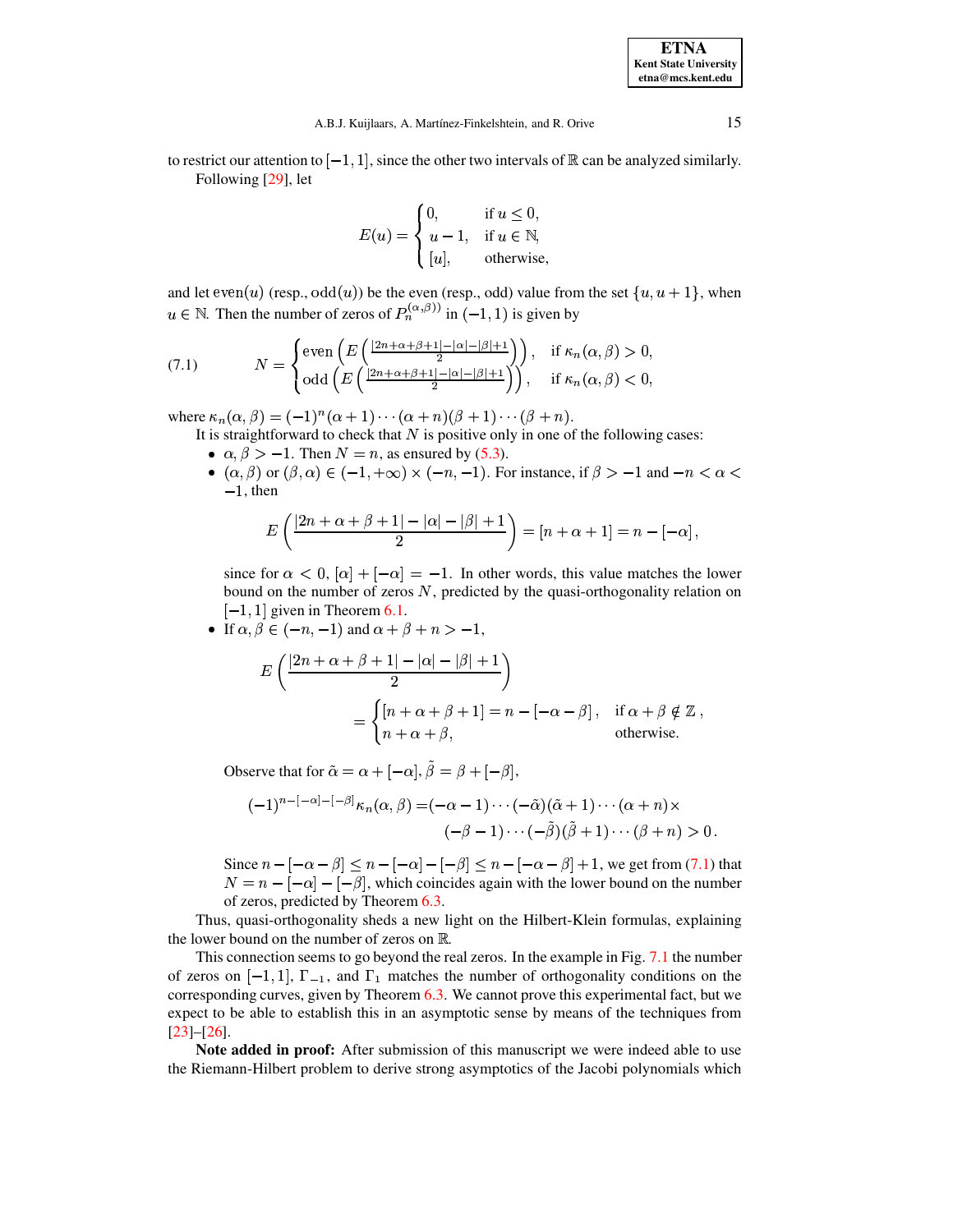to restrict our attention to $[-1,1]$, since the other two intervals of $\mathbb{R}$ can be analyzed similarly.

Following [29], let

$$E(u) = \begin{cases} 0, & \text{if } u \le 0, \\ u-1, & \text{if } u \in \mathbb{N}, \\ [u], & \text{otherwise,} \end{cases}$$

and let $\mathrm{even}(u)$ (resp., $\mathrm{odd}(u)$) be the even (resp., odd) value from the set $\{u, u+1\}$, when $u \in \mathbb{N}$. Then the number of zeros of $P_n^{(\alpha,\beta))}$ in $(-1,1)$ is given by

$$N = \begin{cases} \mathrm{even}\left(E\left(\frac{|2n+\alpha+\beta+1|-|\alpha|-|\beta|+1}{2}\right)\right), & \text{if } \kappa_n(\alpha,\beta) > 0, \\ \mathrm{odd}\left(E\left(\frac{|2n+\alpha+\beta+1|-|\alpha|-|\beta|+1}{2}\right)\right), & \text{if } \kappa_n(\alpha,\beta) < 0, \end{cases} \tag{7.1}$$

where $\kappa_n(\alpha,\beta) = (-1)^n(\alpha+1)\cdots(\alpha+n)(\beta+1)\cdots(\beta+n)$.

It is straightforward to check that $N$ is positive only in one of the following cases:

- $\alpha, \beta > -1$. Then $N = n$, as ensured by (5.3).
- $(\alpha,\beta)$ or $(\beta,\alpha) \in (-1,+\infty)\times(-n,-1)$. For instance, if $\beta > -1$ and $-n < \alpha < -1$, then

  $$E\left(\frac{|2n+\alpha+\beta+1|-|\alpha|-|\beta|+1}{2}\right) = [n+\alpha+1] = n - [-\alpha],$$

  since for $\alpha < 0$, $[\alpha]+[-\alpha] = -1$. In other words, this value matches the lower bound on the number of zeros $N$, predicted by the quasi-orthogonality relation on $[-1,1]$ given in Theorem 6.1.
- If $\alpha, \beta \in (-n,-1)$ and $\alpha+\beta+n > -1$,

  $$E\left(\frac{|2n+\alpha+\beta+1|-|\alpha|-|\beta|+1}{2}\right) = \begin{cases} [n+\alpha+\beta+1] = n-[-\alpha-\beta], & \text{if } \alpha+\beta \notin \mathbb{Z}, \\ n+\alpha+\beta, & \text{otherwise.} \end{cases}$$

  Observe that for $\tilde{\alpha} = \alpha + [-\alpha]$, $\tilde{\beta} = \beta + [-\beta]$,

  $$\begin{aligned}(-1)^{n-[-\alpha]-[-\beta]}\kappa_n(\alpha,\beta) =& (-\alpha-1)\cdots(-\tilde{\alpha})(\tilde{\alpha}+1)\cdots(\alpha+n)\times \\ & (-\beta-1)\cdots(-\tilde{\beta})(\tilde{\beta}+1)\cdots(\beta+n) > 0.\end{aligned}$$

  Since $n-[-\alpha-\beta] \le n-[-\alpha]-[-\beta] \le n-[-\alpha-\beta]+1$, we get from (7.1) that $N = n-[-\alpha]-[-\beta]$, which coincides again with the lower bound on the number of zeros, predicted by Theorem 6.3.

Thus, quasi-orthogonality sheds a new light on the Hilbert-Klein formulas, explaining the lower bound on the number of zeros on $\mathbb{R}$.

This connection seems to go beyond the real zeros. In the example in Fig. 7.1 the number of zeros on $[-1,1]$, $\Gamma_{-1}$, and $\Gamma_1$ matches the number of orthogonality conditions on the corresponding curves, given by Theorem 6.3. We cannot prove this experimental fact, but we expect to be able to establish this in an asymptotic sense by means of the techniques from [23]–[26].

**Note added in proof:** After submission of this manuscript we were indeed able to use the Riemann-Hilbert problem to derive strong asymptotics of the Jacobi polynomials which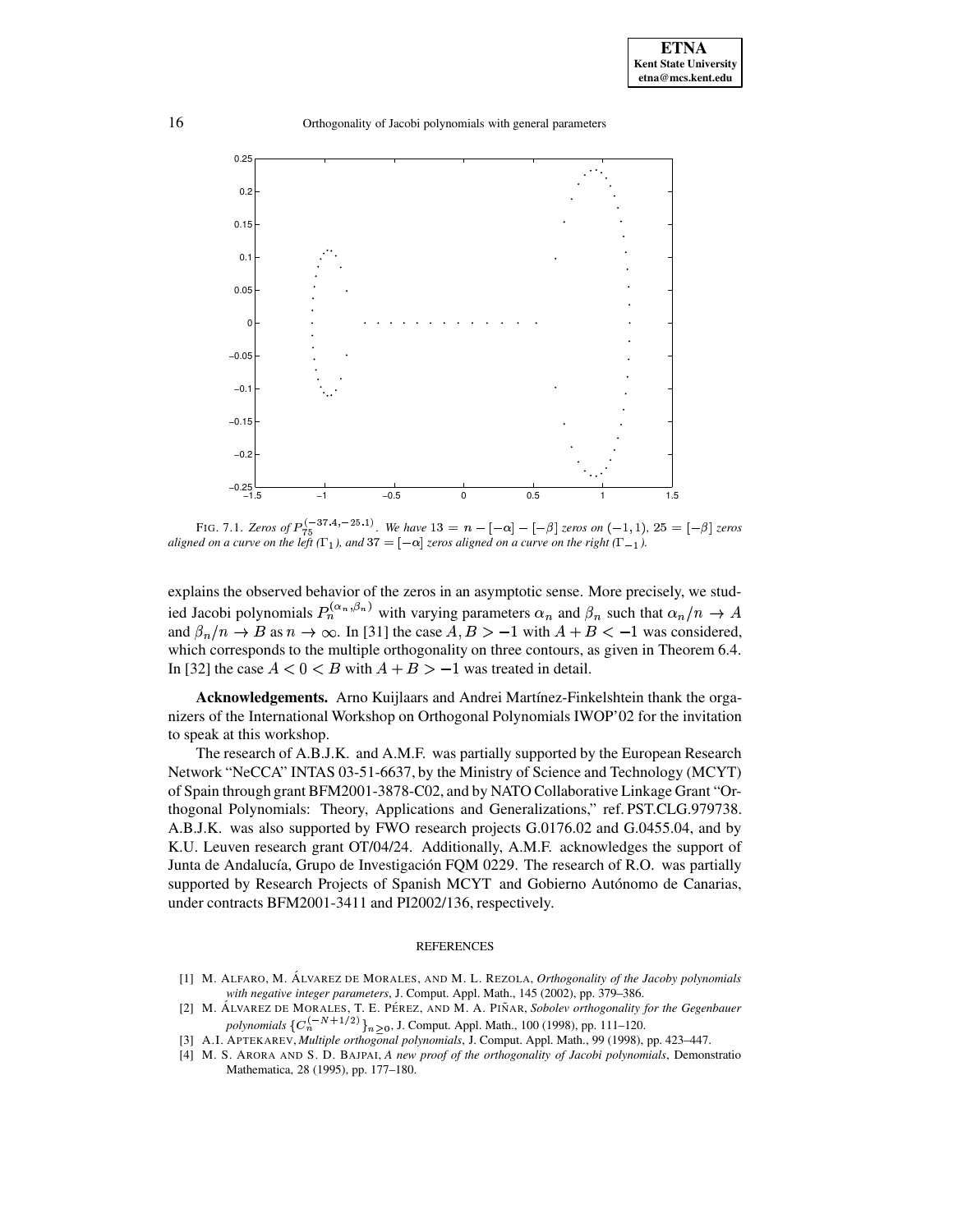FIG. 7.1. *Zeros of* $P_{75}^{(-37.4,-25.1)}$. *We have* $13 = n - [-\alpha] - [-\beta]$ *zeros on* $(-1,1)$, $25 = [-\beta]$ *zeros aligned on a curve on the left* ($\Gamma_1$), *and* $37 = [-\alpha]$ *zeros aligned on a curve on the right* ($\Gamma_{-1}$).

explains the observed behavior of the zeros in an asymptotic sense. More precisely, we studied Jacobi polynomials $P_n^{(\alpha_n,\beta_n)}$ with varying parameters $\alpha_n$ and $\beta_n$ such that $\alpha_n/n \to A$ and $\beta_n/n \to B$ as $n \to \infty$. In [31] the case $A, B > -1$ with $A + B < -1$ was considered, which corresponds to the multiple orthogonality on three contours, as given in Theorem 6.4. In [32] the case $A < 0 < B$ with $A + B > -1$ was treated in detail.

**Acknowledgements.** Arno Kuijlaars and Andrei Martínez-Finkelshtein thank the organizers of the International Workshop on Orthogonal Polynomials IWOP'02 for the invitation to speak at this workshop.

The research of A.B.J.K. and A.M.F. was partially supported by the European Research Network "NeCCA" INTAS 03-51-6637, by the Ministry of Science and Technology (MCYT) of Spain through grant BFM2001-3878-C02, and by NATO Collaborative Linkage Grant "Orthogonal Polynomials: Theory, Applications and Generalizations," ref. PST.CLG.979738. A.B.J.K. was also supported by FWO research projects G.0176.02 and G.0455.04, and by K.U. Leuven research grant OT/04/24. Additionally, A.M.F. acknowledges the support of Junta de Andalucía, Grupo de Investigación FQM 0229. The research of R.O. was partially supported by Research Projects of Spanish MCYT and Gobierno Autónomo de Canarias, under contracts BFM2001-3411 and PI2002/136, respectively.

## REFERENCES

[1] M. ALFARO, M. ÁLVAREZ DE MORALES, AND M. L. REZOLA, *Orthogonality of the Jacoby polynomials with negative integer parameters*, J. Comput. Appl. Math., 145 (2002), pp. 379–386.

[2] M. ÁLVAREZ DE MORALES, T. E. PÉREZ, AND M. A. PIÑAR, *Sobolev orthogonality for the Gegenbauer polynomials* $\{C_n^{(-N+1/2)}\}_{n\geq 0}$, J. Comput. Appl. Math., 100 (1998), pp. 111–120.

[3] A.I. APTEKAREV, *Multiple orthogonal polynomials*, J. Comput. Appl. Math., 99 (1998), pp. 423–447.

[4] M. S. ARORA AND S. D. BAJPAI, *A new proof of the orthogonality of Jacobi polynomials*, Demonstratio Mathematica, 28 (1995), pp. 177–180.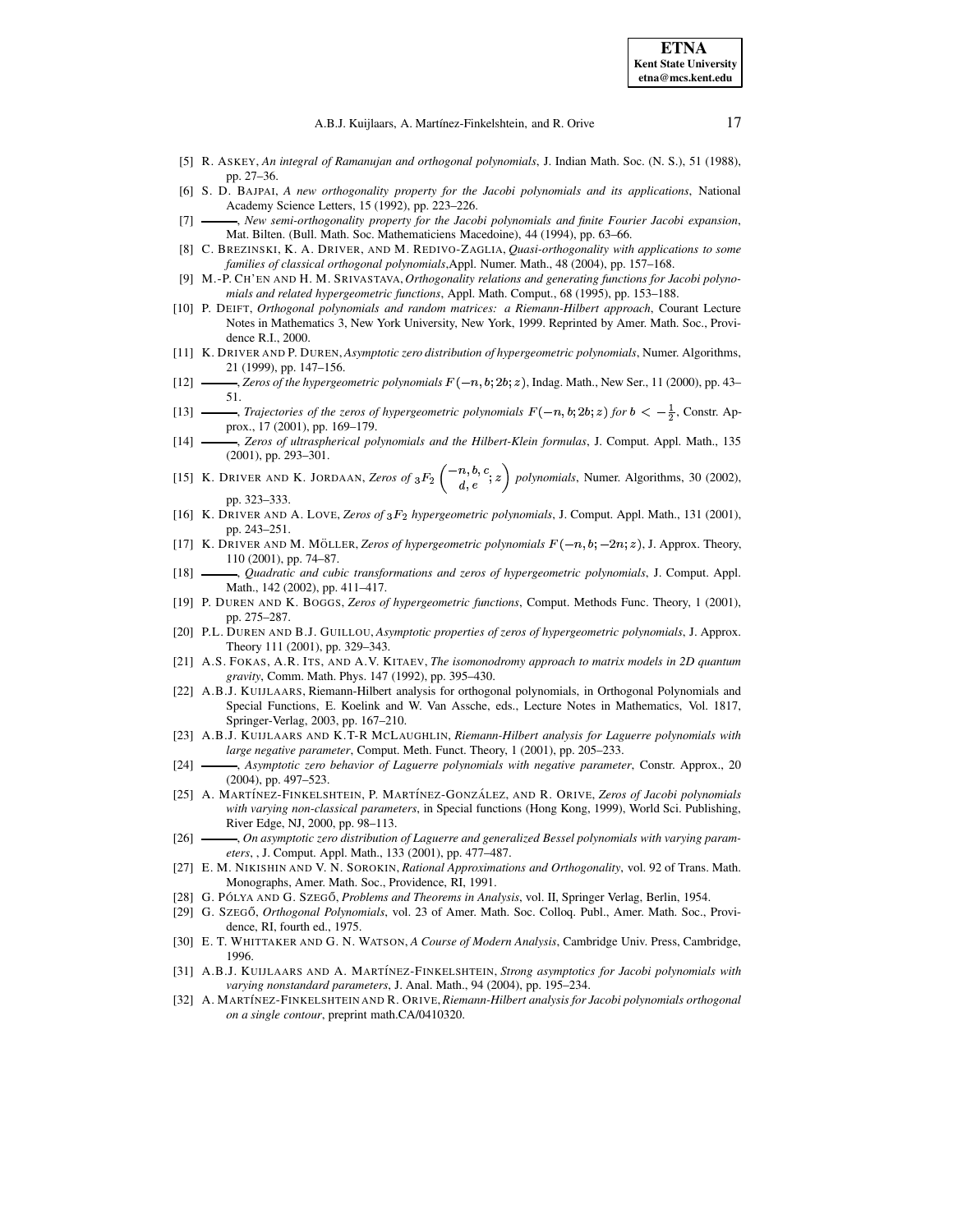[5] R. ASKEY, *An integral of Ramanujan and orthogonal polynomials*, J. Indian Math. Soc. (N. S.), 51 (1988), pp. 27–36.

[6] S. D. BAJPAI, *A new orthogonality property for the Jacobi polynomials and its applications*, National Academy Science Letters, 15 (1992), pp. 223–226.

[7] ———, *New semi-orthogonality property for the Jacobi polynomials and finite Fourier Jacobi expansion*, Mat. Bilten. (Bull. Math. Soc. Mathematiciens Macedoine), 44 (1994), pp. 63–66.

[8] C. BREZINSKI, K. A. DRIVER, AND M. REDIVO-ZAGLIA, *Quasi-orthogonality with applications to some families of classical orthogonal polynomials*, Appl. Numer. Math., 48 (2004), pp. 157–168.

[9] M.-P. CH'EN AND H. M. SRIVASTAVA, *Orthogonality relations and generating functions for Jacobi polynomials and related hypergeometric functions*, Appl. Math. Comput., 68 (1995), pp. 153–188.

[10] P. DEIFT, *Orthogonal polynomials and random matrices: a Riemann-Hilbert approach*, Courant Lecture Notes in Mathematics 3, New York University, New York, 1999. Reprinted by Amer. Math. Soc., Providence R.I., 2000.

[11] K. DRIVER AND P. DUREN, *Asymptotic zero distribution of hypergeometric polynomials*, Numer. Algorithms, 21 (1999), pp. 147–156.

[12] ———, *Zeros of the hypergeometric polynomials $F(-n, b; 2b; z)$*, Indag. Math., New Ser., 11 (2000), pp. 43–51.

[13] ———, *Trajectories of the zeros of hypergeometric polynomials $F(-n, b; 2b; z)$ for $b < -\frac{1}{2}$*, Constr. Approx., 17 (2001), pp. 169–179.

[14] ———, *Zeros of ultraspherical polynomials and the Hilbert-Klein formulas*, J. Comput. Appl. Math., 135 (2001), pp. 293–301.

[15] K. DRIVER AND K. JORDAAN, *Zeros of ${}_3F_2\left(\begin{matrix}-n, b, c\\ d, e\end{matrix}; z\right)$ polynomials*, Numer. Algorithms, 30 (2002), pp. 323–333.

[16] K. DRIVER AND A. LOVE, *Zeros of ${}_3F_2$ hypergeometric polynomials*, J. Comput. Appl. Math., 131 (2001), pp. 243–251.

[17] K. DRIVER AND M. MÖLLER, *Zeros of hypergeometric polynomials $F(-n, b; -2n; z)$*, J. Approx. Theory, 110 (2001), pp. 74–87.

[18] ———, *Quadratic and cubic transformations and zeros of hypergeometric polynomials*, J. Comput. Appl. Math., 142 (2002), pp. 411–417.

[19] P. DUREN AND K. BOGGS, *Zeros of hypergeometric functions*, Comput. Methods Func. Theory, 1 (2001), pp. 275–287.

[20] P.L. DUREN AND B.J. GUILLOU, *Asymptotic properties of zeros of hypergeometric polynomials*, J. Approx. Theory 111 (2001), pp. 329–343.

[21] A.S. FOKAS, A.R. ITS, AND A.V. KITAEV, *The isomonodromy approach to matrix models in 2D quantum gravity*, Comm. Math. Phys. 147 (1992), pp. 395–430.

[22] A.B.J. KUIJLAARS, Riemann-Hilbert analysis for orthogonal polynomials, in Orthogonal Polynomials and Special Functions, E. Koelink and W. Van Assche, eds., Lecture Notes in Mathematics, Vol. 1817, Springer-Verlag, 2003, pp. 167–210.

[23] A.B.J. KUIJLAARS AND K.T-R MCLAUGHLIN, *Riemann-Hilbert analysis for Laguerre polynomials with large negative parameter*, Comput. Meth. Funct. Theory, 1 (2001), pp. 205–233.

[24] ———, *Asymptotic zero behavior of Laguerre polynomials with negative parameter*, Constr. Approx., 20 (2004), pp. 497–523.

[25] A. MARTÍNEZ-FINKELSHTEIN, P. MARTÍNEZ-GONZÁLEZ, AND R. ORIVE, *Zeros of Jacobi polynomials with varying non-classical parameters*, in Special functions (Hong Kong, 1999), World Sci. Publishing, River Edge, NJ, 2000, pp. 98–113.

[26] ———, *On asymptotic zero distribution of Laguerre and generalized Bessel polynomials with varying parameters*, , J. Comput. Appl. Math., 133 (2001), pp. 477–487.

[27] E. M. NIKISHIN AND V. N. SOROKIN, *Rational Approximations and Orthogonality*, vol. 92 of Trans. Math. Monographs, Amer. Math. Soc., Providence, RI, 1991.

[28] G. PÓLYA AND G. SZEGŐ, *Problems and Theorems in Analysis*, vol. II, Springer Verlag, Berlin, 1954.

[29] G. SZEGŐ, *Orthogonal Polynomials*, vol. 23 of Amer. Math. Soc. Colloq. Publ., Amer. Math. Soc., Providence, RI, fourth ed., 1975.

[30] E. T. WHITTAKER AND G. N. WATSON, *A Course of Modern Analysis*, Cambridge Univ. Press, Cambridge, 1996.

[31] A.B.J. KUIJLAARS AND A. MARTÍNEZ-FINKELSHTEIN, *Strong asymptotics for Jacobi polynomials with varying nonstandard parameters*, J. Anal. Math., 94 (2004), pp. 195–234.

[32] A. MARTÍNEZ-FINKELSHTEIN AND R. ORIVE, *Riemann-Hilbert analysis for Jacobi polynomials orthogonal on a single contour*, preprint math.CA/0410320.